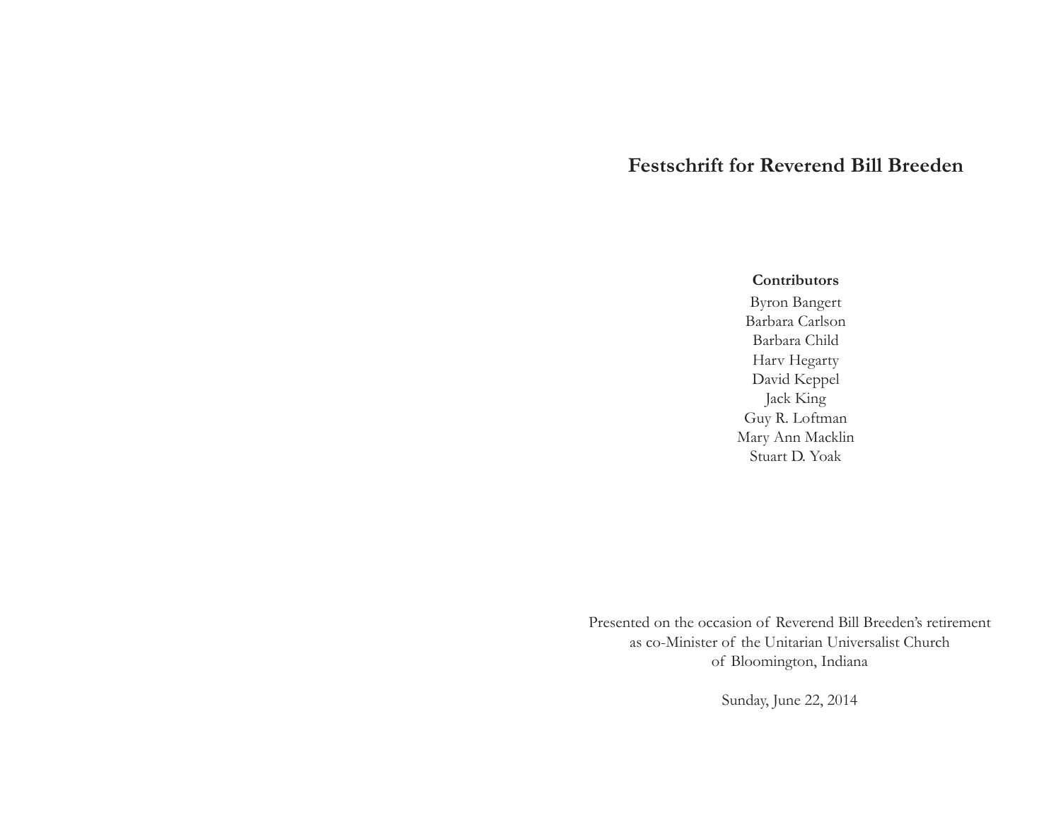# Festschrift for Reverend Bill Breeden

**Contributors**

Byron Bangert
Barbara Carlson
Barbara Child
Harv Hegarty
David Keppel
Jack King
Guy R. Loftman
Mary Ann Macklin
Stuart D. Yoak

Presented on the occasion of Reverend Bill Breeden's retirement
as co-Minister of the Unitarian Universalist Church
of Bloomington, Indiana

Sunday, June 22, 2014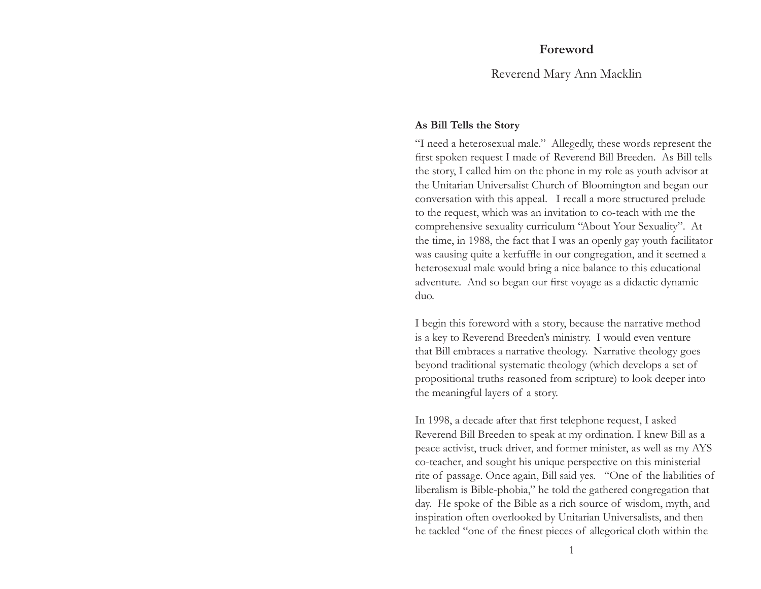# Foreword

Reverend Mary Ann Macklin

### As Bill Tells the Story

"I need a heterosexual male." Allegedly, these words represent the first spoken request I made of Reverend Bill Breeden. As Bill tells the story, I called him on the phone in my role as youth advisor at the Unitarian Universalist Church of Bloomington and began our conversation with this appeal. I recall a more structured prelude to the request, which was an invitation to co-teach with me the comprehensive sexuality curriculum "About Your Sexuality". At the time, in 1988, the fact that I was an openly gay youth facilitator was causing quite a kerfuffle in our congregation, and it seemed a heterosexual male would bring a nice balance to this educational adventure. And so began our first voyage as a didactic dynamic duo.

I begin this foreword with a story, because the narrative method is a key to Reverend Breeden's ministry. I would even venture that Bill embraces a narrative theology. Narrative theology goes beyond traditional systematic theology (which develops a set of propositional truths reasoned from scripture) to look deeper into the meaningful layers of a story.

In 1998, a decade after that first telephone request, I asked Reverend Bill Breeden to speak at my ordination. I knew Bill as a peace activist, truck driver, and former minister, as well as my AYS co-teacher, and sought his unique perspective on this ministerial rite of passage. Once again, Bill said yes. "One of the liabilities of liberalism is Bible-phobia," he told the gathered congregation that day. He spoke of the Bible as a rich source of wisdom, myth, and inspiration often overlooked by Unitarian Universalists, and then he tackled "one of the finest pieces of allegorical cloth within the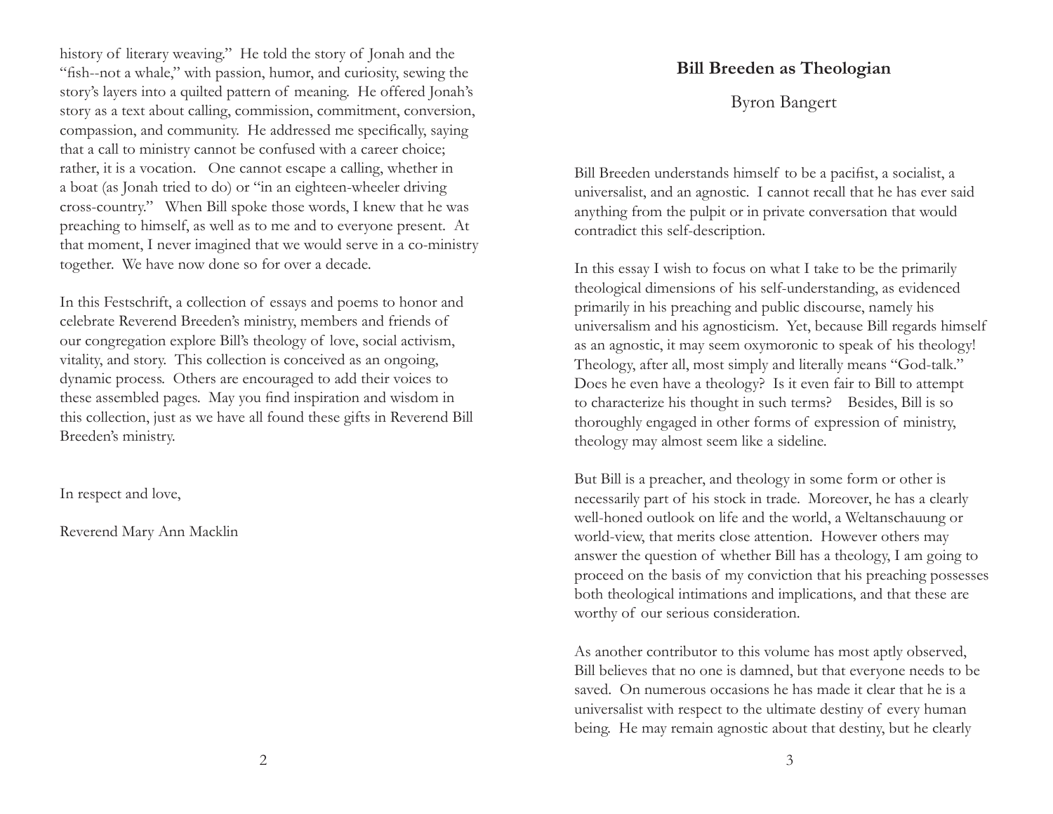history of literary weaving." He told the story of Jonah and the "fish--not a whale," with passion, humor, and curiosity, sewing the story's layers into a quilted pattern of meaning. He offered Jonah's story as a text about calling, commission, commitment, conversion, compassion, and community. He addressed me specifically, saying that a call to ministry cannot be confused with a career choice; rather, it is a vocation. One cannot escape a calling, whether in a boat (as Jonah tried to do) or "in an eighteen-wheeler driving cross-country." When Bill spoke those words, I knew that he was preaching to himself, as well as to me and to everyone present. At that moment, I never imagined that we would serve in a co-ministry together. We have now done so for over a decade.

In this Festschrift, a collection of essays and poems to honor and celebrate Reverend Breeden's ministry, members and friends of our congregation explore Bill's theology of love, social activism, vitality, and story. This collection is conceived as an ongoing, dynamic process. Others are encouraged to add their voices to these assembled pages. May you find inspiration and wisdom in this collection, just as we have all found these gifts in Reverend Bill Breeden's ministry.

In respect and love,

Reverend Mary Ann Macklin

## Bill Breeden as Theologian

Byron Bangert

Bill Breeden understands himself to be a pacifist, a socialist, a universalist, and an agnostic. I cannot recall that he has ever said anything from the pulpit or in private conversation that would contradict this self-description.

In this essay I wish to focus on what I take to be the primarily theological dimensions of his self-understanding, as evidenced primarily in his preaching and public discourse, namely his universalism and his agnosticism. Yet, because Bill regards himself as an agnostic, it may seem oxymoronic to speak of his theology! Theology, after all, most simply and literally means "God-talk." Does he even have a theology? Is it even fair to Bill to attempt to characterize his thought in such terms? Besides, Bill is so thoroughly engaged in other forms of expression of ministry, theology may almost seem like a sideline.

But Bill is a preacher, and theology in some form or other is necessarily part of his stock in trade. Moreover, he has a clearly well-honed outlook on life and the world, a Weltanschauung or world-view, that merits close attention. However others may answer the question of whether Bill has a theology, I am going to proceed on the basis of my conviction that his preaching possesses both theological intimations and implications, and that these are worthy of our serious consideration.

As another contributor to this volume has most aptly observed, Bill believes that no one is damned, but that everyone needs to be saved. On numerous occasions he has made it clear that he is a universalist with respect to the ultimate destiny of every human being. He may remain agnostic about that destiny, but he clearly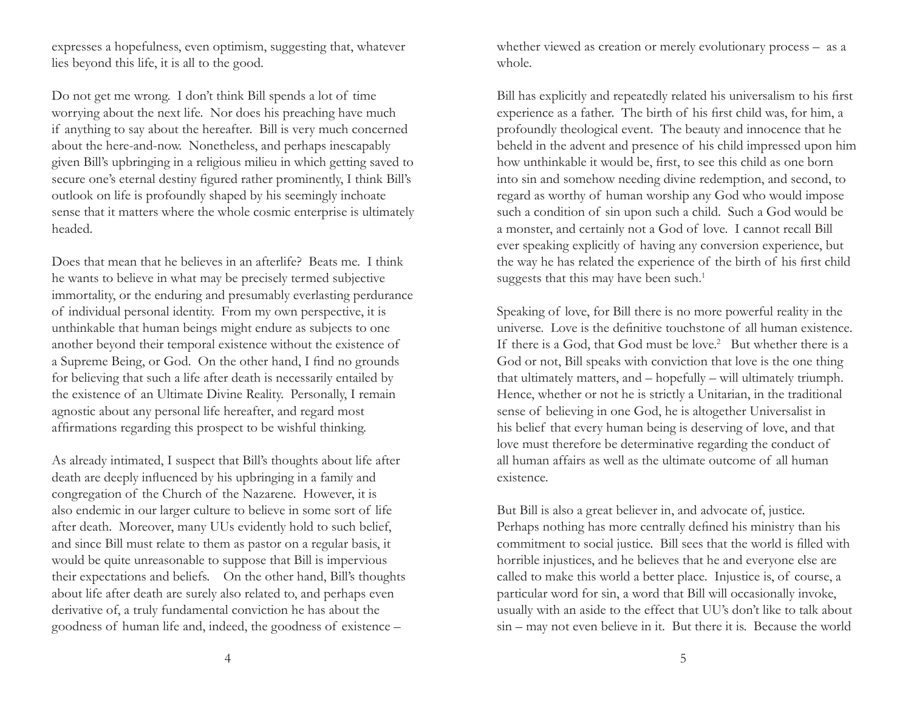expresses a hopefulness, even optimism, suggesting that, whatever lies beyond this life, it is all to the good.

Do not get me wrong. I don't think Bill spends a lot of time worrying about the next life. Nor does his preaching have much if anything to say about the hereafter. Bill is very much concerned about the here-and-now. Nonetheless, and perhaps inescapably given Bill's upbringing in a religious milieu in which getting saved to secure one's eternal destiny figured rather prominently, I think Bill's outlook on life is profoundly shaped by his seemingly inchoate sense that it matters where the whole cosmic enterprise is ultimately headed.

Does that mean that he believes in an afterlife? Beats me. I think he wants to believe in what may be precisely termed subjective immortality, or the enduring and presumably everlasting perdurance of individual personal identity. From my own perspective, it is unthinkable that human beings might endure as subjects to one another beyond their temporal existence without the existence of a Supreme Being, or God. On the other hand, I find no grounds for believing that such a life after death is necessarily entailed by the existence of an Ultimate Divine Reality. Personally, I remain agnostic about any personal life hereafter, and regard most affirmations regarding this prospect to be wishful thinking.

As already intimated, I suspect that Bill's thoughts about life after death are deeply influenced by his upbringing in a family and congregation of the Church of the Nazarene. However, it is also endemic in our larger culture to believe in some sort of life after death. Moreover, many UUs evidently hold to such belief, and since Bill must relate to them as pastor on a regular basis, it would be quite unreasonable to suppose that Bill is impervious their expectations and beliefs. On the other hand, Bill's thoughts about life after death are surely also related to, and perhaps even derivative of, a truly fundamental conviction he has about the goodness of human life and, indeed, the goodness of existence – whether viewed as creation or merely evolutionary process – as a whole.

Bill has explicitly and repeatedly related his universalism to his first experience as a father. The birth of his first child was, for him, a profoundly theological event. The beauty and innocence that he beheld in the advent and presence of his child impressed upon him how unthinkable it would be, first, to see this child as one born into sin and somehow needing divine redemption, and second, to regard as worthy of human worship any God who would impose such a condition of sin upon such a child. Such a God would be a monster, and certainly not a God of love. I cannot recall Bill ever speaking explicitly of having any conversion experience, but the way he has related the experience of the birth of his first child suggests that this may have been such.[1]

Speaking of love, for Bill there is no more powerful reality in the universe. Love is the definitive touchstone of all human existence. If there is a God, that God must be love.[2] But whether there is a God or not, Bill speaks with conviction that love is the one thing that ultimately matters, and – hopefully – will ultimately triumph. Hence, whether or not he is strictly a Unitarian, in the traditional sense of believing in one God, he is altogether Universalist in his belief that every human being is deserving of love, and that love must therefore be determinative regarding the conduct of all human affairs as well as the ultimate outcome of all human existence.

But Bill is also a great believer in, and advocate of, justice. Perhaps nothing has more centrally defined his ministry than his commitment to social justice. Bill sees that the world is filled with horrible injustices, and he believes that he and everyone else are called to make this world a better place. Injustice is, of course, a particular word for sin, a word that Bill will occasionally invoke, usually with an aside to the effect that UU's don't like to talk about sin – may not even believe in it. But there it is. Because the world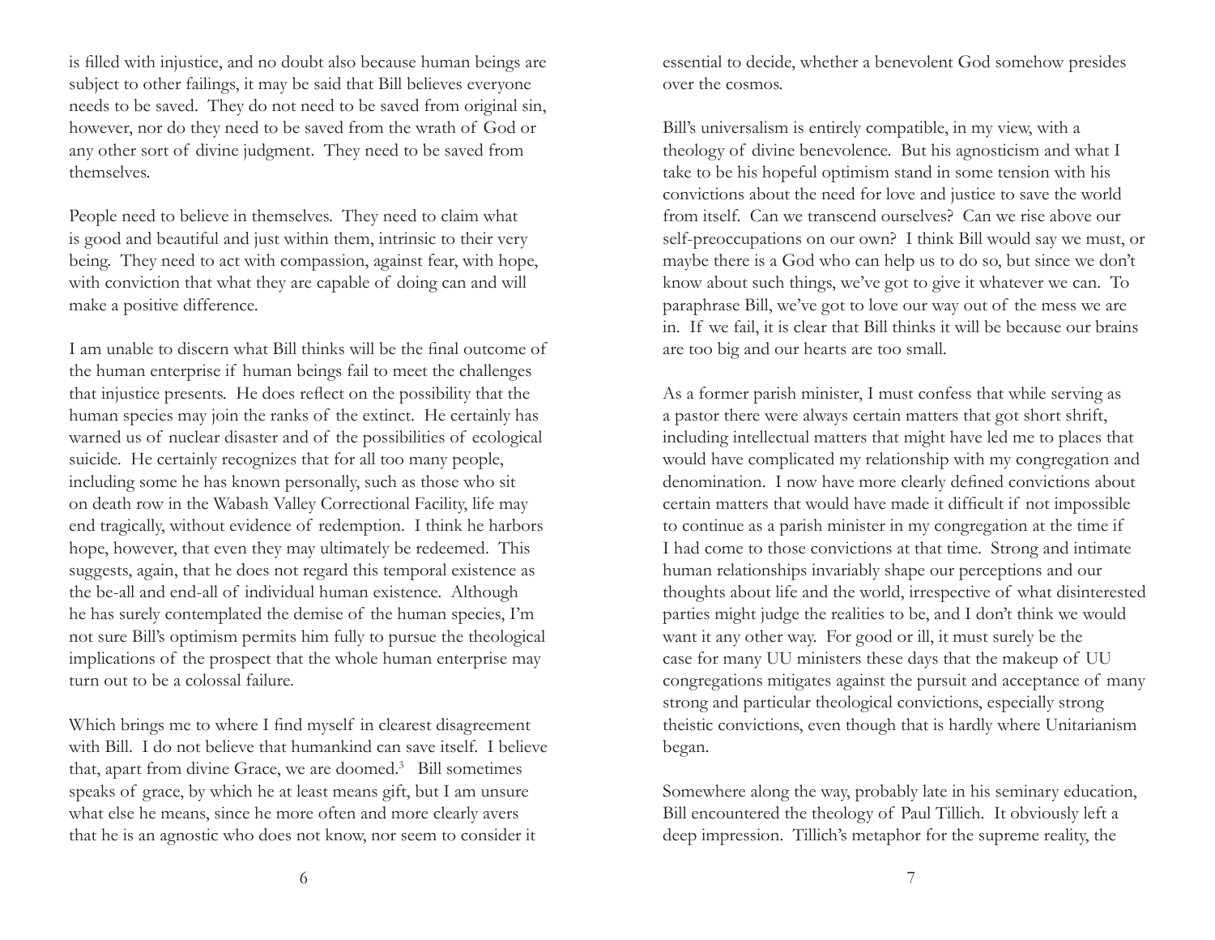is filled with injustice, and no doubt also because human beings are subject to other failings, it may be said that Bill believes everyone needs to be saved. They do not need to be saved from original sin, however, nor do they need to be saved from the wrath of God or any other sort of divine judgment. They need to be saved from themselves.

People need to believe in themselves. They need to claim what is good and beautiful and just within them, intrinsic to their very being. They need to act with compassion, against fear, with hope, with conviction that what they are capable of doing can and will make a positive difference.

I am unable to discern what Bill thinks will be the final outcome of the human enterprise if human beings fail to meet the challenges that injustice presents. He does reflect on the possibility that the human species may join the ranks of the extinct. He certainly has warned us of nuclear disaster and of the possibilities of ecological suicide. He certainly recognizes that for all too many people, including some he has known personally, such as those who sit on death row in the Wabash Valley Correctional Facility, life may end tragically, without evidence of redemption. I think he harbors hope, however, that even they may ultimately be redeemed. This suggests, again, that he does not regard this temporal existence as the be-all and end-all of individual human existence. Although he has surely contemplated the demise of the human species, I'm not sure Bill's optimism permits him fully to pursue the theological implications of the prospect that the whole human enterprise may turn out to be a colossal failure.

Which brings me to where I find myself in clearest disagreement with Bill. I do not believe that humankind can save itself. I believe that, apart from divine Grace, we are doomed.[3] Bill sometimes speaks of grace, by which he at least means gift, but I am unsure what else he means, since he more often and more clearly avers that he is an agnostic who does not know, nor seem to consider it essential to decide, whether a benevolent God somehow presides over the cosmos.

Bill's universalism is entirely compatible, in my view, with a theology of divine benevolence. But his agnosticism and what I take to be his hopeful optimism stand in some tension with his convictions about the need for love and justice to save the world from itself. Can we transcend ourselves? Can we rise above our self-preoccupations on our own? I think Bill would say we must, or maybe there is a God who can help us to do so, but since we don't know about such things, we've got to give it whatever we can. To paraphrase Bill, we've got to love our way out of the mess we are in. If we fail, it is clear that Bill thinks it will be because our brains are too big and our hearts are too small.

As a former parish minister, I must confess that while serving as a pastor there were always certain matters that got short shrift, including intellectual matters that might have led me to places that would have complicated my relationship with my congregation and denomination. I now have more clearly defined convictions about certain matters that would have made it difficult if not impossible to continue as a parish minister in my congregation at the time if I had come to those convictions at that time. Strong and intimate human relationships invariably shape our perceptions and our thoughts about life and the world, irrespective of what disinterested parties might judge the realities to be, and I don't think we would want it any other way. For good or ill, it must surely be the case for many UU ministers these days that the makeup of UU congregations mitigates against the pursuit and acceptance of many strong and particular theological convictions, especially strong theistic convictions, even though that is hardly where Unitarianism began.

Somewhere along the way, probably late in his seminary education, Bill encountered the theology of Paul Tillich. It obviously left a deep impression. Tillich's metaphor for the supreme reality, the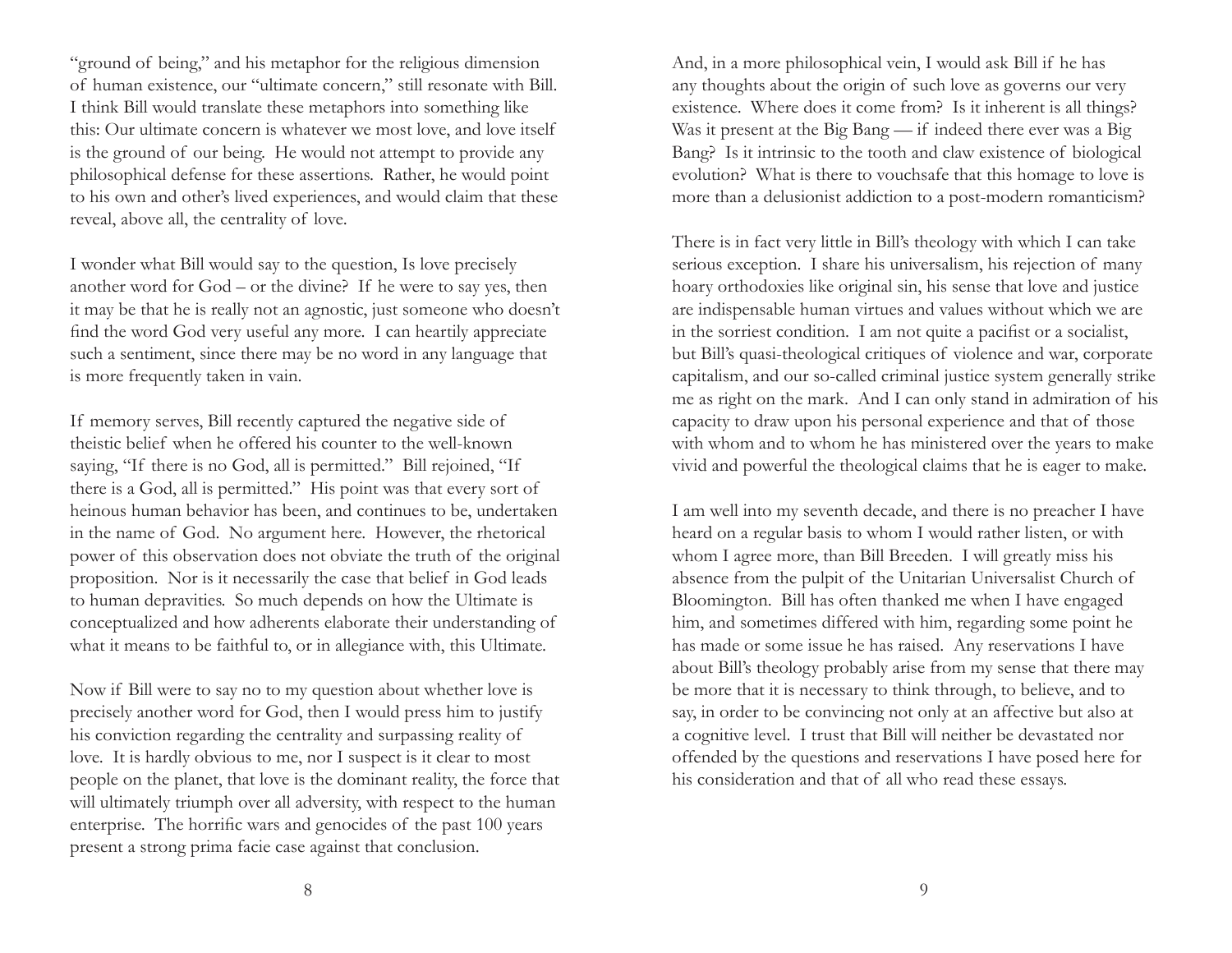"ground of being," and his metaphor for the religious dimension of human existence, our "ultimate concern," still resonate with Bill. I think Bill would translate these metaphors into something like this: Our ultimate concern is whatever we most love, and love itself is the ground of our being. He would not attempt to provide any philosophical defense for these assertions. Rather, he would point to his own and other's lived experiences, and would claim that these reveal, above all, the centrality of love.

I wonder what Bill would say to the question, Is love precisely another word for God – or the divine? If he were to say yes, then it may be that he is really not an agnostic, just someone who doesn't find the word God very useful any more. I can heartily appreciate such a sentiment, since there may be no word in any language that is more frequently taken in vain.

If memory serves, Bill recently captured the negative side of theistic belief when he offered his counter to the well-known saying, "If there is no God, all is permitted." Bill rejoined, "If there is a God, all is permitted." His point was that every sort of heinous human behavior has been, and continues to be, undertaken in the name of God. No argument here. However, the rhetorical power of this observation does not obviate the truth of the original proposition. Nor is it necessarily the case that belief in God leads to human depravities. So much depends on how the Ultimate is conceptualized and how adherents elaborate their understanding of what it means to be faithful to, or in allegiance with, this Ultimate.

Now if Bill were to say no to my question about whether love is precisely another word for God, then I would press him to justify his conviction regarding the centrality and surpassing reality of love. It is hardly obvious to me, nor I suspect is it clear to most people on the planet, that love is the dominant reality, the force that will ultimately triumph over all adversity, with respect to the human enterprise. The horrific wars and genocides of the past 100 years present a strong prima facie case against that conclusion.

And, in a more philosophical vein, I would ask Bill if he has any thoughts about the origin of such love as governs our very existence. Where does it come from? Is it inherent is all things? Was it present at the Big Bang — if indeed there ever was a Big Bang? Is it intrinsic to the tooth and claw existence of biological evolution? What is there to vouchsafe that this homage to love is more than a delusionist addiction to a post-modern romanticism?

There is in fact very little in Bill's theology with which I can take serious exception. I share his universalism, his rejection of many hoary orthodoxies like original sin, his sense that love and justice are indispensable human virtues and values without which we are in the sorriest condition. I am not quite a pacifist or a socialist, but Bill's quasi-theological critiques of violence and war, corporate capitalism, and our so-called criminal justice system generally strike me as right on the mark. And I can only stand in admiration of his capacity to draw upon his personal experience and that of those with whom and to whom he has ministered over the years to make vivid and powerful the theological claims that he is eager to make.

I am well into my seventh decade, and there is no preacher I have heard on a regular basis to whom I would rather listen, or with whom I agree more, than Bill Breeden. I will greatly miss his absence from the pulpit of the Unitarian Universalist Church of Bloomington. Bill has often thanked me when I have engaged him, and sometimes differed with him, regarding some point he has made or some issue he has raised. Any reservations I have about Bill's theology probably arise from my sense that there may be more that it is necessary to think through, to believe, and to say, in order to be convincing not only at an affective but also at a cognitive level. I trust that Bill will neither be devastated nor offended by the questions and reservations I have posed here for his consideration and that of all who read these essays.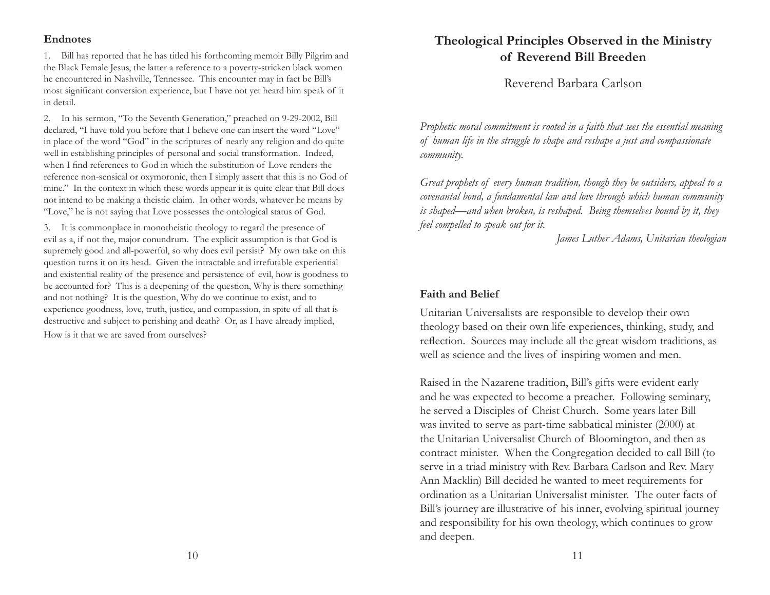### Endnotes

1. Bill has reported that he has titled his forthcoming memoir Billy Pilgrim and the Black Female Jesus, the latter a reference to a poverty-stricken black women he encountered in Nashville, Tennessee. This encounter may in fact be Bill's most significant conversion experience, but I have not yet heard him speak of it in detail.

2. In his sermon, "To the Seventh Generation," preached on 9-29-2002, Bill declared, "I have told you before that I believe one can insert the word "Love" in place of the word "God" in the scriptures of nearly any religion and do quite well in establishing principles of personal and social transformation. Indeed, when I find references to God in which the substitution of Love renders the reference non-sensical or oxymoronic, then I simply assert that this is no God of mine." In the context in which these words appear it is quite clear that Bill does not intend to be making a theistic claim. In other words, whatever he means by "Love," he is not saying that Love possesses the ontological status of God.

3. It is commonplace in monotheistic theology to regard the presence of evil as a, if not the, major conundrum. The explicit assumption is that God is supremely good and all-powerful, so why does evil persist? My own take on this question turns it on its head. Given the intractable and irrefutable experiential and existential reality of the presence and persistence of evil, how is goodness to be accounted for? This is a deepening of the question, Why is there something and not nothing? It is the question, Why do we continue to exist, and to experience goodness, love, truth, justice, and compassion, in spite of all that is destructive and subject to perishing and death? Or, as I have already implied, How is it that we are saved from ourselves?

# Theological Principles Observed in the Ministry of Reverend Bill Breeden

Reverend Barbara Carlson

*Prophetic moral commitment is rooted in a faith that sees the essential meaning of human life in the struggle to shape and reshape a just and compassionate community.*

*Great prophets of every human tradition, though they be outsiders, appeal to a covenantal bond, a fundamental law and love through which human community is shaped—and when broken, is reshaped. Being themselves bound by it, they feel compelled to speak out for it.*

*James Luther Adams, Unitarian theologian*

### Faith and Belief

Unitarian Universalists are responsible to develop their own theology based on their own life experiences, thinking, study, and reflection. Sources may include all the great wisdom traditions, as well as science and the lives of inspiring women and men.

Raised in the Nazarene tradition, Bill's gifts were evident early and he was expected to become a preacher. Following seminary, he served a Disciples of Christ Church. Some years later Bill was invited to serve as part-time sabbatical minister (2000) at the Unitarian Universalist Church of Bloomington, and then as contract minister. When the Congregation decided to call Bill (to serve in a triad ministry with Rev. Barbara Carlson and Rev. Mary Ann Macklin) Bill decided he wanted to meet requirements for ordination as a Unitarian Universalist minister. The outer facts of Bill's journey are illustrative of his inner, evolving spiritual journey and responsibility for his own theology, which continues to grow and deepen.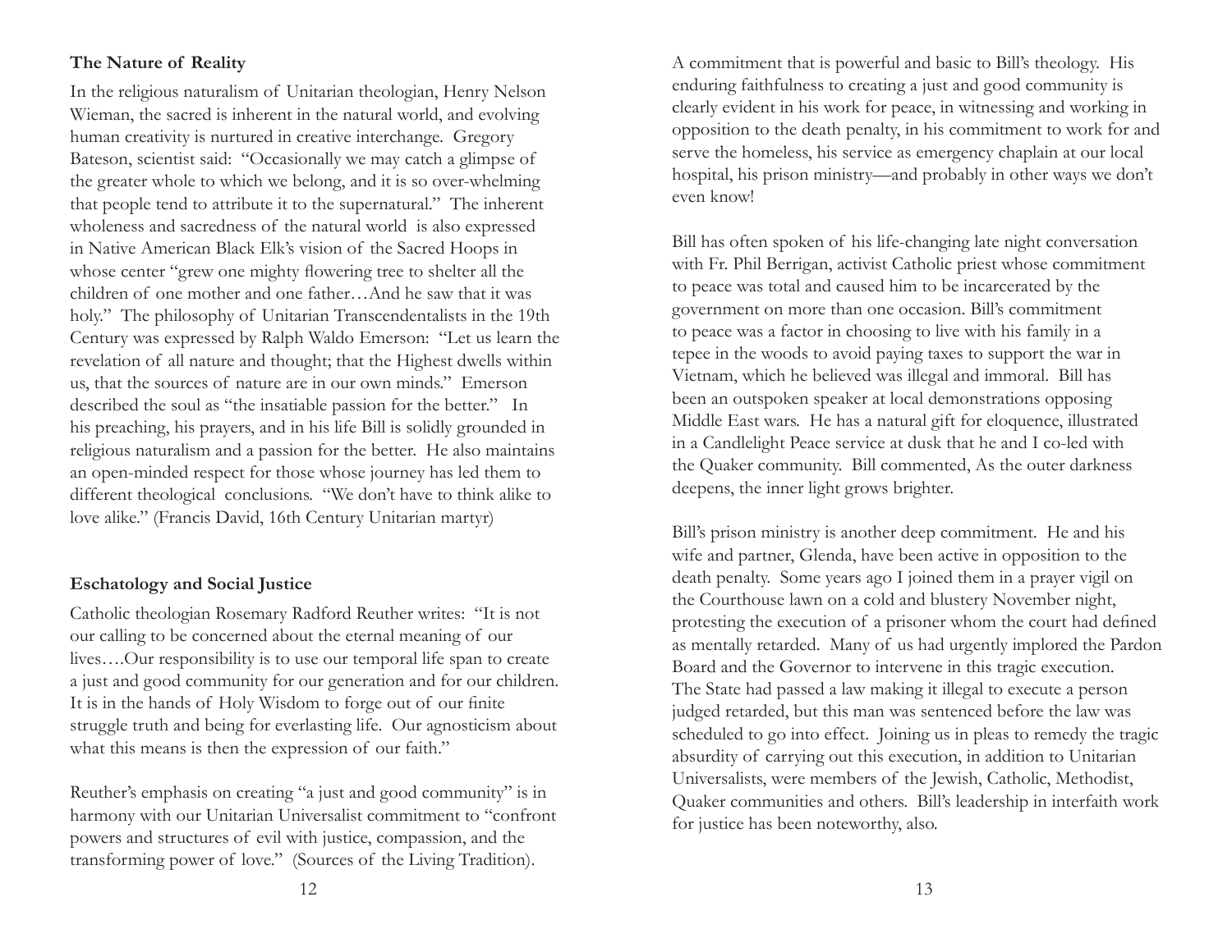### The Nature of Reality

In the religious naturalism of Unitarian theologian, Henry Nelson Wieman, the sacred is inherent in the natural world, and evolving human creativity is nurtured in creative interchange. Gregory Bateson, scientist said: "Occasionally we may catch a glimpse of the greater whole to which we belong, and it is so over-whelming that people tend to attribute it to the supernatural." The inherent wholeness and sacredness of the natural world is also expressed in Native American Black Elk's vision of the Sacred Hoops in whose center "grew one mighty flowering tree to shelter all the children of one mother and one father…And he saw that it was holy." The philosophy of Unitarian Transcendentalists in the 19th Century was expressed by Ralph Waldo Emerson: "Let us learn the revelation of all nature and thought; that the Highest dwells within us, that the sources of nature are in our own minds." Emerson described the soul as "the insatiable passion for the better." In his preaching, his prayers, and in his life Bill is solidly grounded in religious naturalism and a passion for the better. He also maintains an open-minded respect for those whose journey has led them to different theological conclusions. "We don't have to think alike to love alike." (Francis David, 16th Century Unitarian martyr)

### Eschatology and Social Justice

Catholic theologian Rosemary Radford Reuther writes: "It is not our calling to be concerned about the eternal meaning of our lives….Our responsibility is to use our temporal life span to create a just and good community for our generation and for our children. It is in the hands of Holy Wisdom to forge out of our finite struggle truth and being for everlasting life. Our agnosticism about what this means is then the expression of our faith."

Reuther's emphasis on creating "a just and good community" is in harmony with our Unitarian Universalist commitment to "confront powers and structures of evil with justice, compassion, and the transforming power of love." (Sources of the Living Tradition).

A commitment that is powerful and basic to Bill's theology. His enduring faithfulness to creating a just and good community is clearly evident in his work for peace, in witnessing and working in opposition to the death penalty, in his commitment to work for and serve the homeless, his service as emergency chaplain at our local hospital, his prison ministry—and probably in other ways we don't even know!

Bill has often spoken of his life-changing late night conversation with Fr. Phil Berrigan, activist Catholic priest whose commitment to peace was total and caused him to be incarcerated by the government on more than one occasion. Bill's commitment to peace was a factor in choosing to live with his family in a tepee in the woods to avoid paying taxes to support the war in Vietnam, which he believed was illegal and immoral. Bill has been an outspoken speaker at local demonstrations opposing Middle East wars. He has a natural gift for eloquence, illustrated in a Candlelight Peace service at dusk that he and I co-led with the Quaker community. Bill commented, As the outer darkness deepens, the inner light grows brighter.

Bill's prison ministry is another deep commitment. He and his wife and partner, Glenda, have been active in opposition to the death penalty. Some years ago I joined them in a prayer vigil on the Courthouse lawn on a cold and blustery November night, protesting the execution of a prisoner whom the court had defined as mentally retarded. Many of us had urgently implored the Pardon Board and the Governor to intervene in this tragic execution. The State had passed a law making it illegal to execute a person judged retarded, but this man was sentenced before the law was scheduled to go into effect. Joining us in pleas to remedy the tragic absurdity of carrying out this execution, in addition to Unitarian Universalists, were members of the Jewish, Catholic, Methodist, Quaker communities and others. Bill's leadership in interfaith work for justice has been noteworthy, also.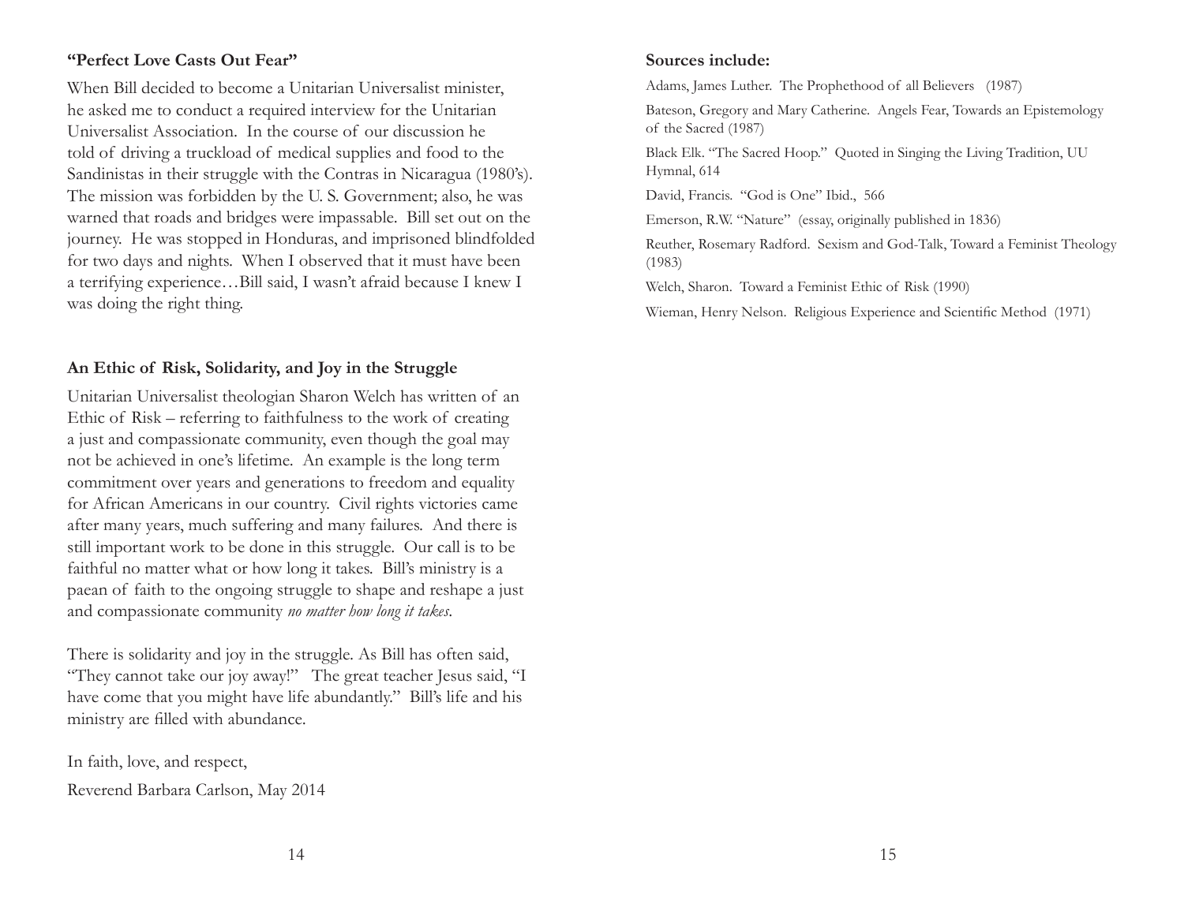### "Perfect Love Casts Out Fear"

When Bill decided to become a Unitarian Universalist minister, he asked me to conduct a required interview for the Unitarian Universalist Association. In the course of our discussion he told of driving a truckload of medical supplies and food to the Sandinistas in their struggle with the Contras in Nicaragua (1980's). The mission was forbidden by the U. S. Government; also, he was warned that roads and bridges were impassable. Bill set out on the journey. He was stopped in Honduras, and imprisoned blindfolded for two days and nights. When I observed that it must have been a terrifying experience…Bill said, I wasn't afraid because I knew I was doing the right thing.

### An Ethic of Risk, Solidarity, and Joy in the Struggle

Unitarian Universalist theologian Sharon Welch has written of an Ethic of Risk – referring to faithfulness to the work of creating a just and compassionate community, even though the goal may not be achieved in one's lifetime. An example is the long term commitment over years and generations to freedom and equality for African Americans in our country. Civil rights victories came after many years, much suffering and many failures. And there is still important work to be done in this struggle. Our call is to be faithful no matter what or how long it takes. Bill's ministry is a paean of faith to the ongoing struggle to shape and reshape a just and compassionate community *no matter how long it takes*.

There is solidarity and joy in the struggle. As Bill has often said, "They cannot take our joy away!" The great teacher Jesus said, "I have come that you might have life abundantly." Bill's life and his ministry are filled with abundance.

In faith, love, and respect,

Reverend Barbara Carlson, May 2014

### Sources include:

Adams, James Luther. The Prophethood of all Believers (1987)

Bateson, Gregory and Mary Catherine. Angels Fear, Towards an Epistemology of the Sacred (1987)

Black Elk. "The Sacred Hoop." Quoted in Singing the Living Tradition, UU Hymnal, 614

David, Francis. "God is One" Ibid., 566

Emerson, R.W. "Nature" (essay, originally published in 1836)

Reuther, Rosemary Radford. Sexism and God-Talk, Toward a Feminist Theology (1983)

Welch, Sharon. Toward a Feminist Ethic of Risk (1990)

Wieman, Henry Nelson. Religious Experience and Scientific Method (1971)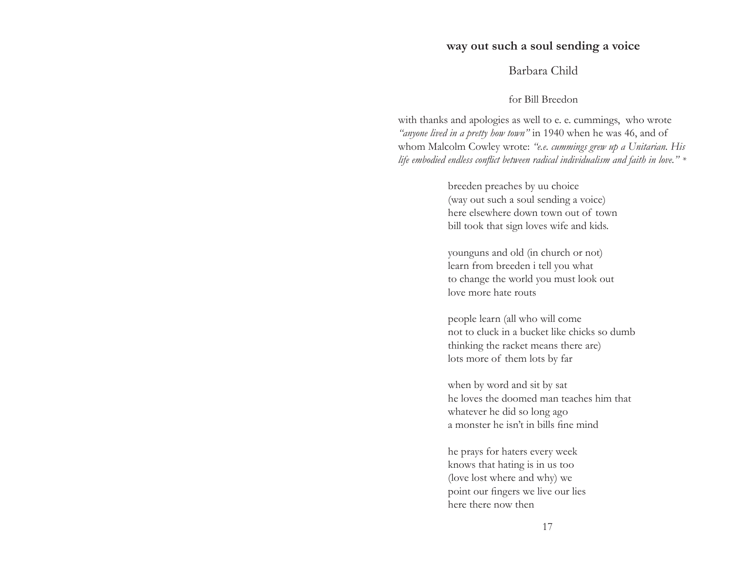## way out such a soul sending a voice

Barbara Child

for Bill Breedon

with thanks and apologies as well to e. e. cummings, who wrote *"anyone lived in a pretty how town"* in 1940 when he was 46, and of whom Malcolm Cowley wrote: *"e.e. cummings grew up a Unitarian. His life embodied endless conflict between radical individualism and faith in love."* *

breeden preaches by uu choice  
(way out such a soul sending a voice)  
here elsewhere down town out of town  
bill took that sign loves wife and kids.

younguns and old (in church or not)  
learn from breeden i tell you what  
to change the world you must look out  
love more hate routs

people learn (all who will come  
not to cluck in a bucket like chicks so dumb  
thinking the racket means there are)  
lots more of them lots by far

when by word and sit by sat  
he loves the doomed man teaches him that  
whatever he did so long ago  
a monster he isn't in bills fine mind

he prays for haters every week  
knows that hating is in us too  
(love lost where and why) we  
point our fingers we live our lies  
here there now then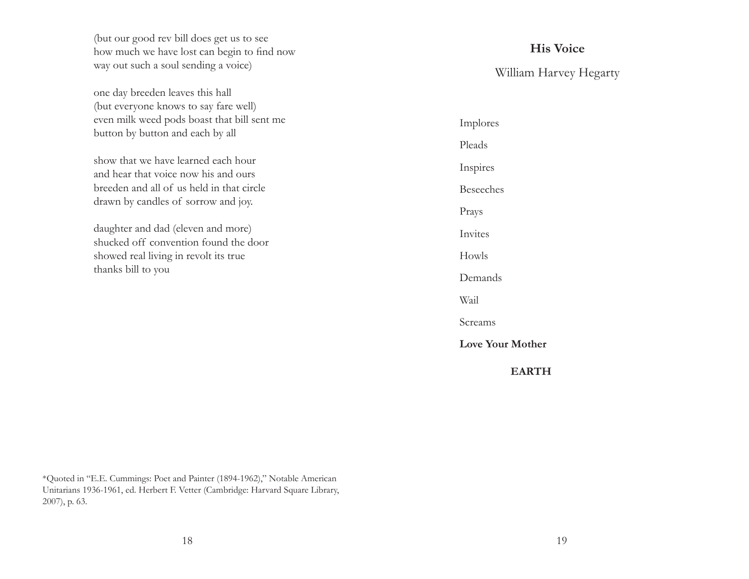(but our good rev bill does get us to see
how much we have lost can begin to find now
way out such a soul sending a voice)

one day breeden leaves this hall
(but everyone knows to say fare well)
even milk weed pods boast that bill sent me
button by button and each by all

show that we have learned each hour
and hear that voice now his and ours
breeden and all of us held in that circle
drawn by candles of sorrow and joy.

daughter and dad (eleven and more)
shucked off convention found the door
showed real living in revolt its true
thanks bill to you

*Quoted in "E.E. Cummings: Poet and Painter (1894-1962)," Notable American Unitarians 1936-1961, ed. Herbert F. Vetter (Cambridge: Harvard Square Library, 2007), p. 63.

## His Voice

William Harvey Hegarty

Implores

Pleads

Inspires

Beseeches

Prays

Invites

Howls

Demands

Wail

Screams

**Love Your Mother**

**EARTH**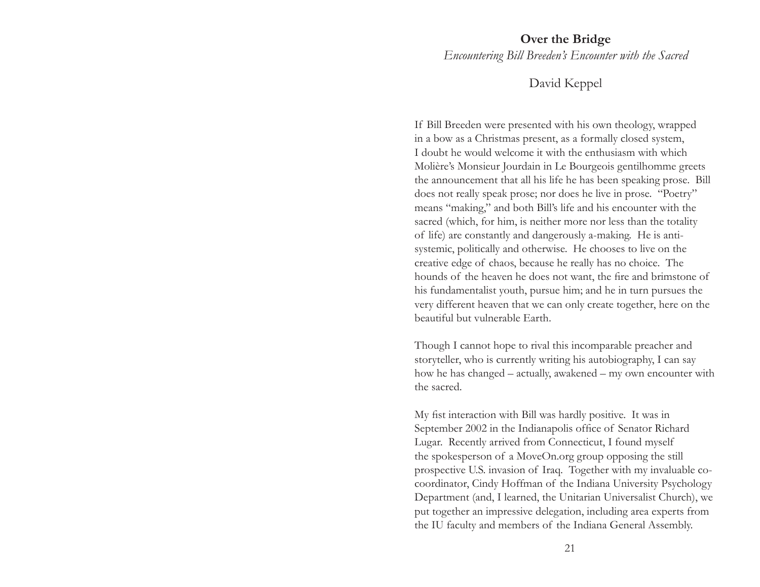# Over the Bridge

*Encountering Bill Breeden's Encounter with the Sacred*

David Keppel

If Bill Breeden were presented with his own theology, wrapped in a bow as a Christmas present, as a formally closed system, I doubt he would welcome it with the enthusiasm with which Molière's Monsieur Jourdain in Le Bourgeois gentilhomme greets the announcement that all his life he has been speaking prose. Bill does not really speak prose; nor does he live in prose. "Poetry" means "making," and both Bill's life and his encounter with the sacred (which, for him, is neither more nor less than the totality of life) are constantly and dangerously a-making. He is anti-systemic, politically and otherwise. He chooses to live on the creative edge of chaos, because he really has no choice. The hounds of the heaven he does not want, the fire and brimstone of his fundamentalist youth, pursue him; and he in turn pursues the very different heaven that we can only create together, here on the beautiful but vulnerable Earth.

Though I cannot hope to rival this incomparable preacher and storyteller, who is currently writing his autobiography, I can say how he has changed – actually, awakened – my own encounter with the sacred.

My fist interaction with Bill was hardly positive. It was in September 2002 in the Indianapolis office of Senator Richard Lugar. Recently arrived from Connecticut, I found myself the spokesperson of a MoveOn.org group opposing the still prospective U.S. invasion of Iraq. Together with my invaluable co-coordinator, Cindy Hoffman of the Indiana University Psychology Department (and, I learned, the Unitarian Universalist Church), we put together an impressive delegation, including area experts from the IU faculty and members of the Indiana General Assembly.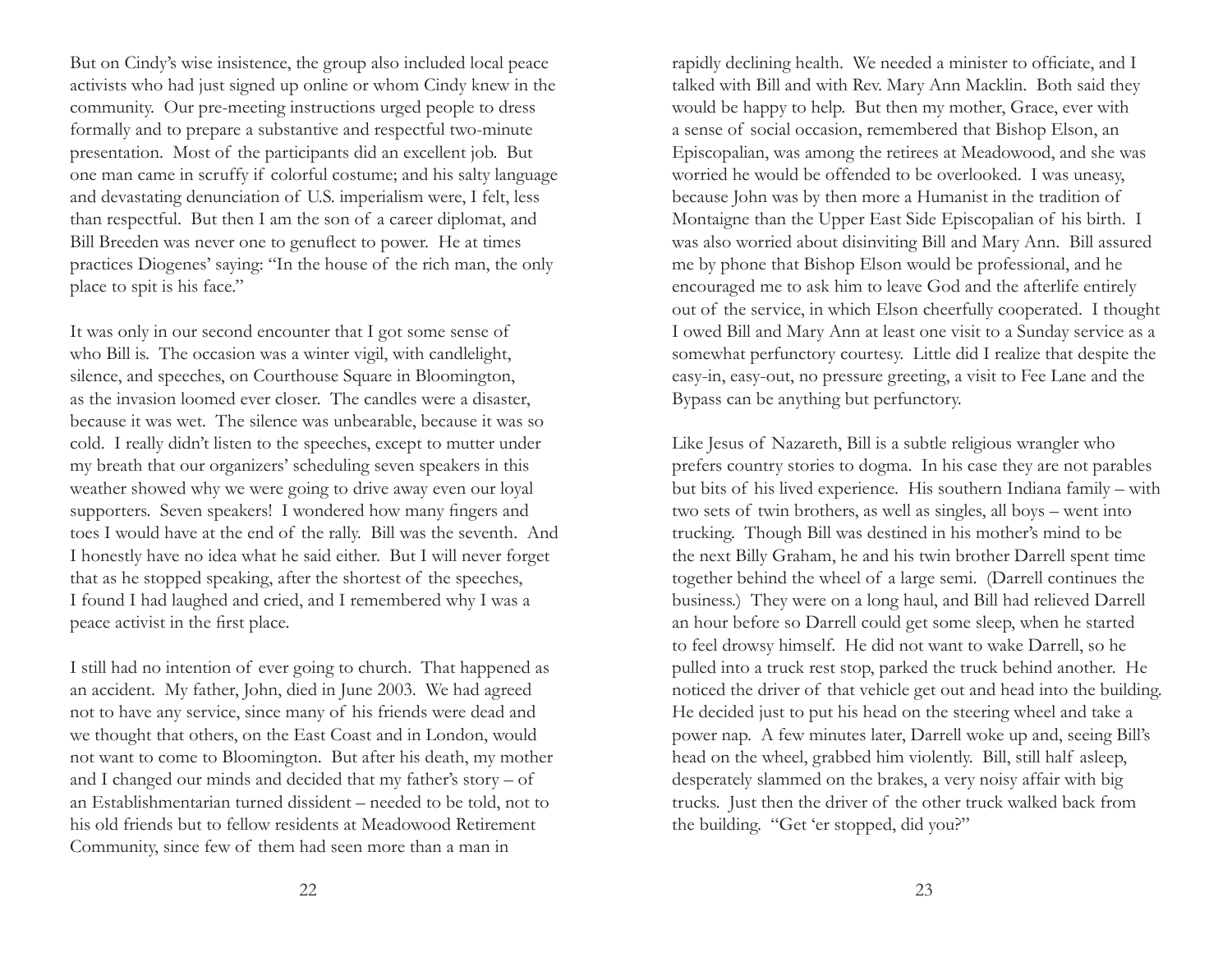But on Cindy's wise insistence, the group also included local peace activists who had just signed up online or whom Cindy knew in the community. Our pre-meeting instructions urged people to dress formally and to prepare a substantive and respectful two-minute presentation. Most of the participants did an excellent job. But one man came in scruffy if colorful costume; and his salty language and devastating denunciation of U.S. imperialism were, I felt, less than respectful. But then I am the son of a career diplomat, and Bill Breeden was never one to genuflect to power. He at times practices Diogenes' saying: "In the house of the rich man, the only place to spit is his face."

It was only in our second encounter that I got some sense of who Bill is. The occasion was a winter vigil, with candlelight, silence, and speeches, on Courthouse Square in Bloomington, as the invasion loomed ever closer. The candles were a disaster, because it was wet. The silence was unbearable, because it was so cold. I really didn't listen to the speeches, except to mutter under my breath that our organizers' scheduling seven speakers in this weather showed why we were going to drive away even our loyal supporters. Seven speakers! I wondered how many fingers and toes I would have at the end of the rally. Bill was the seventh. And I honestly have no idea what he said either. But I will never forget that as he stopped speaking, after the shortest of the speeches, I found I had laughed and cried, and I remembered why I was a peace activist in the first place.

I still had no intention of ever going to church. That happened as an accident. My father, John, died in June 2003. We had agreed not to have any service, since many of his friends were dead and we thought that others, on the East Coast and in London, would not want to come to Bloomington. But after his death, my mother and I changed our minds and decided that my father's story – of an Establishmentarian turned dissident – needed to be told, not to his old friends but to fellow residents at Meadowood Retirement Community, since few of them had seen more than a man in rapidly declining health. We needed a minister to officiate, and I talked with Bill and with Rev. Mary Ann Macklin. Both said they would be happy to help. But then my mother, Grace, ever with a sense of social occasion, remembered that Bishop Elson, an Episcopalian, was among the retirees at Meadowood, and she was worried he would be offended to be overlooked. I was uneasy, because John was by then more a Humanist in the tradition of Montaigne than the Upper East Side Episcopalian of his birth. I was also worried about disinviting Bill and Mary Ann. Bill assured me by phone that Bishop Elson would be professional, and he encouraged me to ask him to leave God and the afterlife entirely out of the service, in which Elson cheerfully cooperated. I thought I owed Bill and Mary Ann at least one visit to a Sunday service as a somewhat perfunctory courtesy. Little did I realize that despite the easy-in, easy-out, no pressure greeting, a visit to Fee Lane and the Bypass can be anything but perfunctory.

Like Jesus of Nazareth, Bill is a subtle religious wrangler who prefers country stories to dogma. In his case they are not parables but bits of his lived experience. His southern Indiana family – with two sets of twin brothers, as well as singles, all boys – went into trucking. Though Bill was destined in his mother's mind to be the next Billy Graham, he and his twin brother Darrell spent time together behind the wheel of a large semi. (Darrell continues the business.) They were on a long haul, and Bill had relieved Darrell an hour before so Darrell could get some sleep, when he started to feel drowsy himself. He did not want to wake Darrell, so he pulled into a truck rest stop, parked the truck behind another. He noticed the driver of that vehicle get out and head into the building. He decided just to put his head on the steering wheel and take a power nap. A few minutes later, Darrell woke up and, seeing Bill's head on the wheel, grabbed him violently. Bill, still half asleep, desperately slammed on the brakes, a very noisy affair with big trucks. Just then the driver of the other truck walked back from the building. "Get 'er stopped, did you?"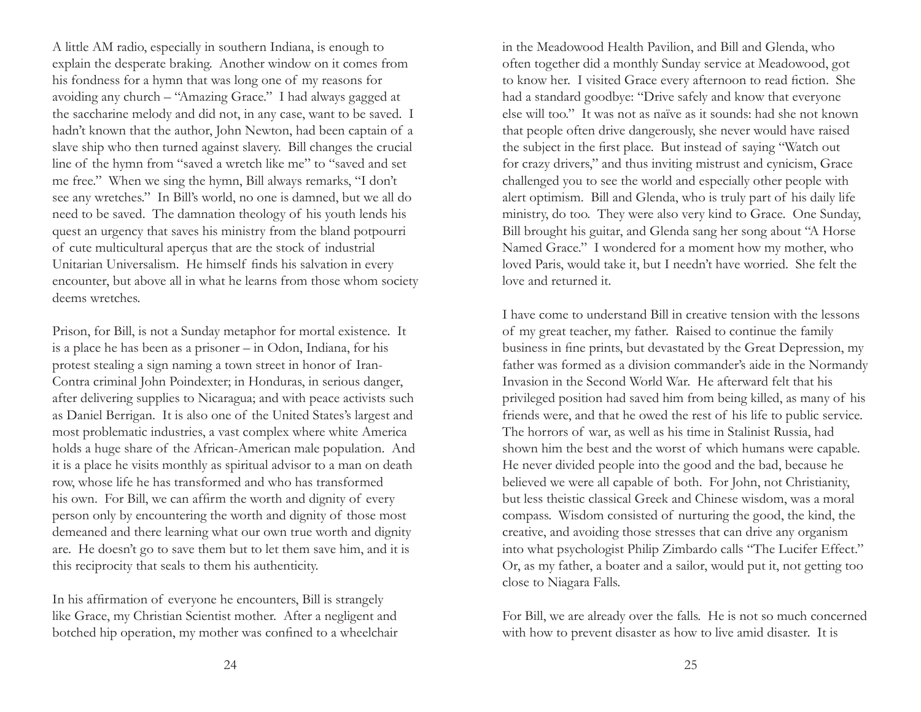A little AM radio, especially in southern Indiana, is enough to explain the desperate braking. Another window on it comes from his fondness for a hymn that was long one of my reasons for avoiding any church – "Amazing Grace." I had always gagged at the saccharine melody and did not, in any case, want to be saved. I hadn't known that the author, John Newton, had been captain of a slave ship who then turned against slavery. Bill changes the crucial line of the hymn from "saved a wretch like me" to "saved and set me free." When we sing the hymn, Bill always remarks, "I don't see any wretches." In Bill's world, no one is damned, but we all do need to be saved. The damnation theology of his youth lends his quest an urgency that saves his ministry from the bland potpourri of cute multicultural aperçus that are the stock of industrial Unitarian Universalism. He himself finds his salvation in every encounter, but above all in what he learns from those whom society deems wretches.

Prison, for Bill, is not a Sunday metaphor for mortal existence. It is a place he has been as a prisoner – in Odon, Indiana, for his protest stealing a sign naming a town street in honor of Iran-Contra criminal John Poindexter; in Honduras, in serious danger, after delivering supplies to Nicaragua; and with peace activists such as Daniel Berrigan. It is also one of the United States's largest and most problematic industries, a vast complex where white America holds a huge share of the African-American male population. And it is a place he visits monthly as spiritual advisor to a man on death row, whose life he has transformed and who has transformed his own. For Bill, we can affirm the worth and dignity of every person only by encountering the worth and dignity of those most demeaned and there learning what our own true worth and dignity are. He doesn't go to save them but to let them save him, and it is this reciprocity that seals to them his authenticity.

In his affirmation of everyone he encounters, Bill is strangely like Grace, my Christian Scientist mother. After a negligent and botched hip operation, my mother was confined to a wheelchair in the Meadowood Health Pavilion, and Bill and Glenda, who often together did a monthly Sunday service at Meadowood, got to know her. I visited Grace every afternoon to read fiction. She had a standard goodbye: "Drive safely and know that everyone else will too." It was not as naïve as it sounds: had she not known that people often drive dangerously, she never would have raised the subject in the first place. But instead of saying "Watch out for crazy drivers," and thus inviting mistrust and cynicism, Grace challenged you to see the world and especially other people with alert optimism. Bill and Glenda, who is truly part of his daily life ministry, do too. They were also very kind to Grace. One Sunday, Bill brought his guitar, and Glenda sang her song about "A Horse Named Grace." I wondered for a moment how my mother, who loved Paris, would take it, but I needn't have worried. She felt the love and returned it.

I have come to understand Bill in creative tension with the lessons of my great teacher, my father. Raised to continue the family business in fine prints, but devastated by the Great Depression, my father was formed as a division commander's aide in the Normandy Invasion in the Second World War. He afterward felt that his privileged position had saved him from being killed, as many of his friends were, and that he owed the rest of his life to public service. The horrors of war, as well as his time in Stalinist Russia, had shown him the best and the worst of which humans were capable. He never divided people into the good and the bad, because he believed we were all capable of both. For John, not Christianity, but less theistic classical Greek and Chinese wisdom, was a moral compass. Wisdom consisted of nurturing the good, the kind, the creative, and avoiding those stresses that can drive any organism into what psychologist Philip Zimbardo calls "The Lucifer Effect." Or, as my father, a boater and a sailor, would put it, not getting too close to Niagara Falls.

For Bill, we are already over the falls. He is not so much concerned with how to prevent disaster as how to live amid disaster. It is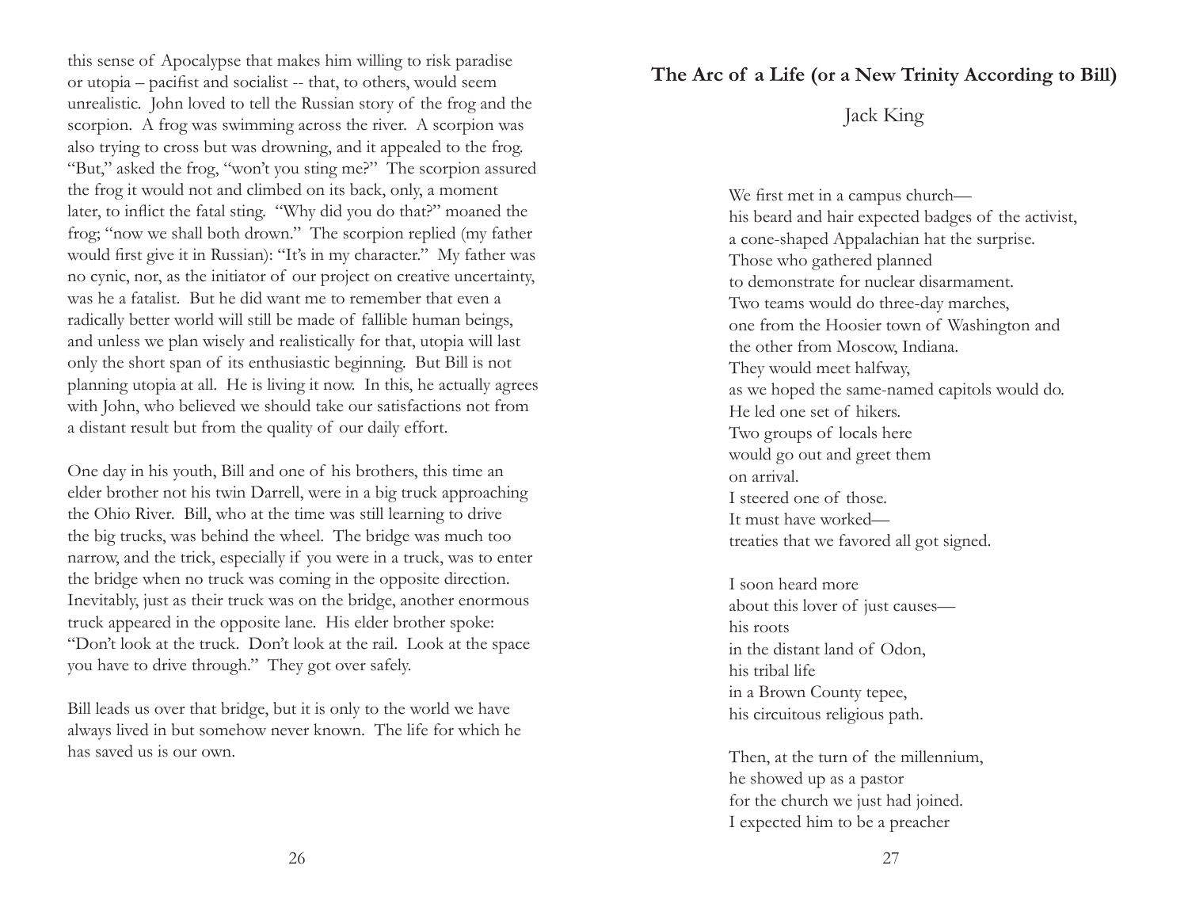this sense of Apocalypse that makes him willing to risk paradise or utopia – pacifist and socialist -- that, to others, would seem unrealistic. John loved to tell the Russian story of the frog and the scorpion. A frog was swimming across the river. A scorpion was also trying to cross but was drowning, and it appealed to the frog. "But," asked the frog, "won't you sting me?" The scorpion assured the frog it would not and climbed on its back, only, a moment later, to inflict the fatal sting. "Why did you do that?" moaned the frog; "now we shall both drown." The scorpion replied (my father would first give it in Russian): "It's in my character." My father was no cynic, nor, as the initiator of our project on creative uncertainty, was he a fatalist. But he did want me to remember that even a radically better world will still be made of fallible human beings, and unless we plan wisely and realistically for that, utopia will last only the short span of its enthusiastic beginning. But Bill is not planning utopia at all. He is living it now. In this, he actually agrees with John, who believed we should take our satisfactions not from a distant result but from the quality of our daily effort.

One day in his youth, Bill and one of his brothers, this time an elder brother not his twin Darrell, were in a big truck approaching the Ohio River. Bill, who at the time was still learning to drive the big trucks, was behind the wheel. The bridge was much too narrow, and the trick, especially if you were in a truck, was to enter the bridge when no truck was coming in the opposite direction. Inevitably, just as their truck was on the bridge, another enormous truck appeared in the opposite lane. His elder brother spoke: "Don't look at the truck. Don't look at the rail. Look at the space you have to drive through." They got over safely.

Bill leads us over that bridge, but it is only to the world we have always lived in but somehow never known. The life for which he has saved us is our own.

## The Arc of a Life (or a New Trinity According to Bill)

Jack King

We first met in a campus church—
his beard and hair expected badges of the activist,
a cone-shaped Appalachian hat the surprise.
Those who gathered planned
to demonstrate for nuclear disarmament.
Two teams would do three-day marches,
one from the Hoosier town of Washington and
the other from Moscow, Indiana.
They would meet halfway,
as we hoped the same-named capitols would do.
He led one set of hikers.
Two groups of locals here
would go out and greet them
on arrival.
I steered one of those.
It must have worked—
treaties that we favored all got signed.

I soon heard more
about this lover of just causes—
his roots
in the distant land of Odon,
his tribal life
in a Brown County tepee,
his circuitous religious path.

Then, at the turn of the millennium,
he showed up as a pastor
for the church we just had joined.
I expected him to be a preacher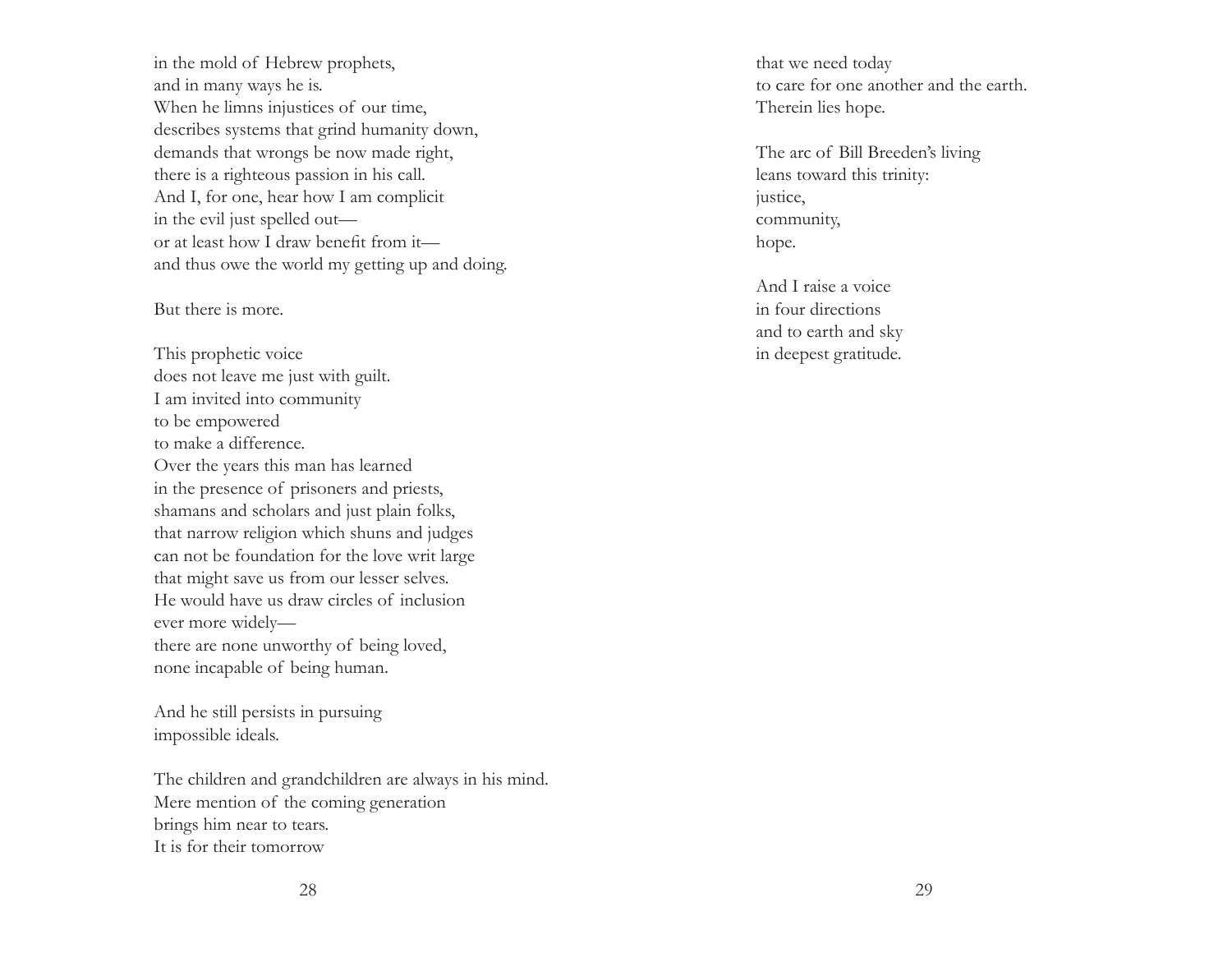in the mold of Hebrew prophets,
and in many ways he is.
When he limns injustices of our time,
describes systems that grind humanity down,
demands that wrongs be now made right,
there is a righteous passion in his call.
And I, for one, hear how I am complicit
in the evil just spelled out—
or at least how I draw benefit from it—
and thus owe the world my getting up and doing.

But there is more.

This prophetic voice
does not leave me just with guilt.
I am invited into community
to be empowered
to make a difference.
Over the years this man has learned
in the presence of prisoners and priests,
shamans and scholars and just plain folks,
that narrow religion which shuns and judges
can not be foundation for the love writ large
that might save us from our lesser selves.
He would have us draw circles of inclusion
ever more widely—
there are none unworthy of being loved,
none incapable of being human.

And he still persists in pursuing
impossible ideals.

The children and grandchildren are always in his mind.
Mere mention of the coming generation
brings him near to tears.
It is for their tomorrow
that we need today
to care for one another and the earth.
Therein lies hope.

The arc of Bill Breeden's living
leans toward this trinity:
justice,
community,
hope.

And I raise a voice
in four directions
and to earth and sky
in deepest gratitude.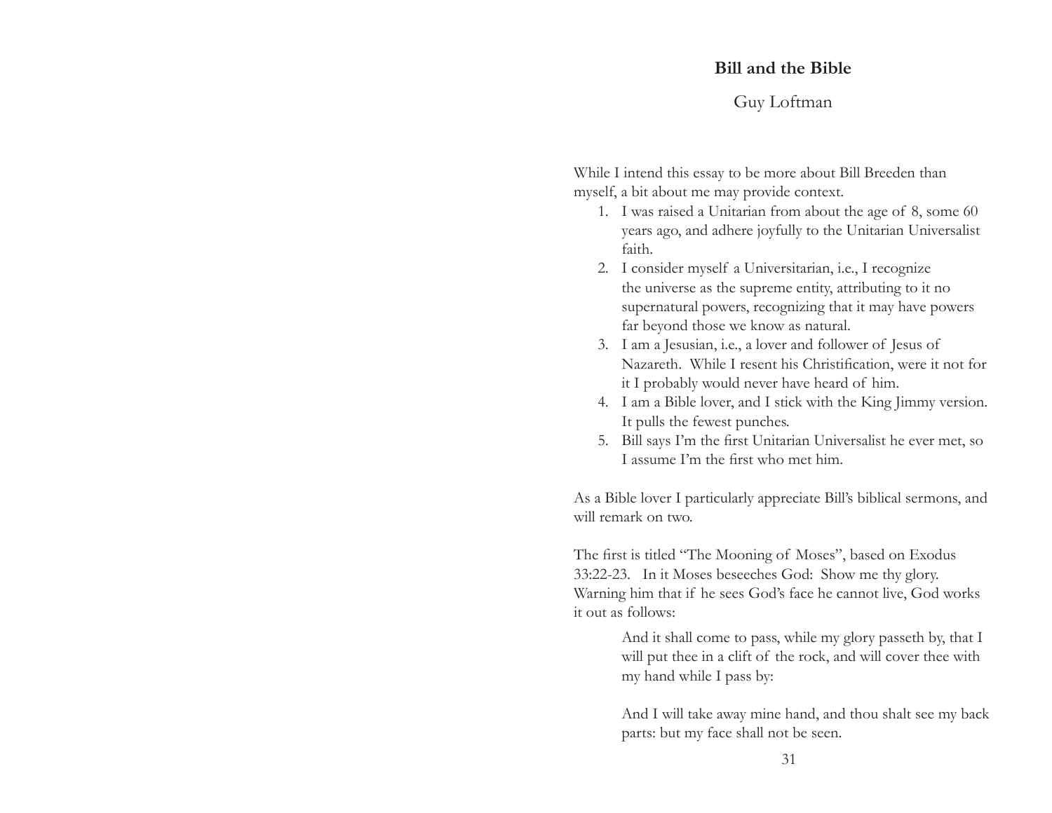# Bill and the Bible

Guy Loftman

While I intend this essay to be more about Bill Breeden than myself, a bit about me may provide context.

1. I was raised a Unitarian from about the age of 8, some 60 years ago, and adhere joyfully to the Unitarian Universalist faith.
2. I consider myself a Universitarian, i.e., I recognize the universe as the supreme entity, attributing to it no supernatural powers, recognizing that it may have powers far beyond those we know as natural.
3. I am a Jesusian, i.e., a lover and follower of Jesus of Nazareth. While I resent his Christification, were it not for it I probably would never have heard of him.
4. I am a Bible lover, and I stick with the King Jimmy version. It pulls the fewest punches.
5. Bill says I'm the first Unitarian Universalist he ever met, so I assume I'm the first who met him.

As a Bible lover I particularly appreciate Bill's biblical sermons, and will remark on two.

The first is titled "The Mooning of Moses", based on Exodus 33:22-23. In it Moses beseeches God: Show me thy glory. Warning him that if he sees God's face he cannot live, God works it out as follows:

> And it shall come to pass, while my glory passeth by, that I will put thee in a clift of the rock, and will cover thee with my hand while I pass by:
>
> And I will take away mine hand, and thou shalt see my back parts: but my face shall not be seen.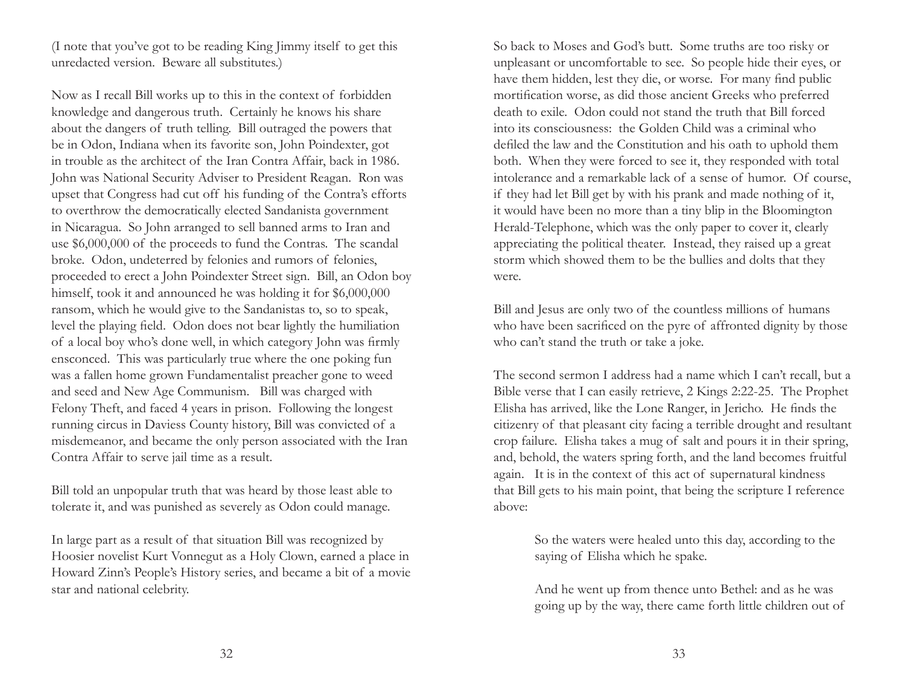(I note that you've got to be reading King Jimmy itself to get this unredacted version. Beware all substitutes.)

Now as I recall Bill works up to this in the context of forbidden knowledge and dangerous truth. Certainly he knows his share about the dangers of truth telling. Bill outraged the powers that be in Odon, Indiana when its favorite son, John Poindexter, got in trouble as the architect of the Iran Contra Affair, back in 1986. John was National Security Adviser to President Reagan. Ron was upset that Congress had cut off his funding of the Contra's efforts to overthrow the democratically elected Sandanista government in Nicaragua. So John arranged to sell banned arms to Iran and use $6,000,000 of the proceeds to fund the Contras. The scandal broke. Odon, undeterred by felonies and rumors of felonies, proceeded to erect a John Poindexter Street sign. Bill, an Odon boy himself, took it and announced he was holding it for $6,000,000 ransom, which he would give to the Sandanistas to, so to speak, level the playing field. Odon does not bear lightly the humiliation of a local boy who's done well, in which category John was firmly ensconced. This was particularly true where the one poking fun was a fallen home grown Fundamentalist preacher gone to weed and seed and New Age Communism. Bill was charged with Felony Theft, and faced 4 years in prison. Following the longest running circus in Daviess County history, Bill was convicted of a misdemeanor, and became the only person associated with the Iran Contra Affair to serve jail time as a result.

Bill told an unpopular truth that was heard by those least able to tolerate it, and was punished as severely as Odon could manage.

In large part as a result of that situation Bill was recognized by Hoosier novelist Kurt Vonnegut as a Holy Clown, earned a place in Howard Zinn's People's History series, and became a bit of a movie star and national celebrity.

So back to Moses and God's butt. Some truths are too risky or unpleasant or uncomfortable to see. So people hide their eyes, or have them hidden, lest they die, or worse. For many find public mortification worse, as did those ancient Greeks who preferred death to exile. Odon could not stand the truth that Bill forced into its consciousness: the Golden Child was a criminal who defiled the law and the Constitution and his oath to uphold them both. When they were forced to see it, they responded with total intolerance and a remarkable lack of a sense of humor. Of course, if they had let Bill get by with his prank and made nothing of it, it would have been no more than a tiny blip in the Bloomington Herald-Telephone, which was the only paper to cover it, clearly appreciating the political theater. Instead, they raised up a great storm which showed them to be the bullies and dolts that they were.

Bill and Jesus are only two of the countless millions of humans who have been sacrificed on the pyre of affronted dignity by those who can't stand the truth or take a joke.

The second sermon I address had a name which I can't recall, but a Bible verse that I can easily retrieve, 2 Kings 2:22-25. The Prophet Elisha has arrived, like the Lone Ranger, in Jericho. He finds the citizenry of that pleasant city facing a terrible drought and resultant crop failure. Elisha takes a mug of salt and pours it in their spring, and, behold, the waters spring forth, and the land becomes fruitful again. It is in the context of this act of supernatural kindness that Bill gets to his main point, that being the scripture I reference above:

> So the waters were healed unto this day, according to the saying of Elisha which he spake.
>
> And he went up from thence unto Bethel: and as he was going up by the way, there came forth little children out of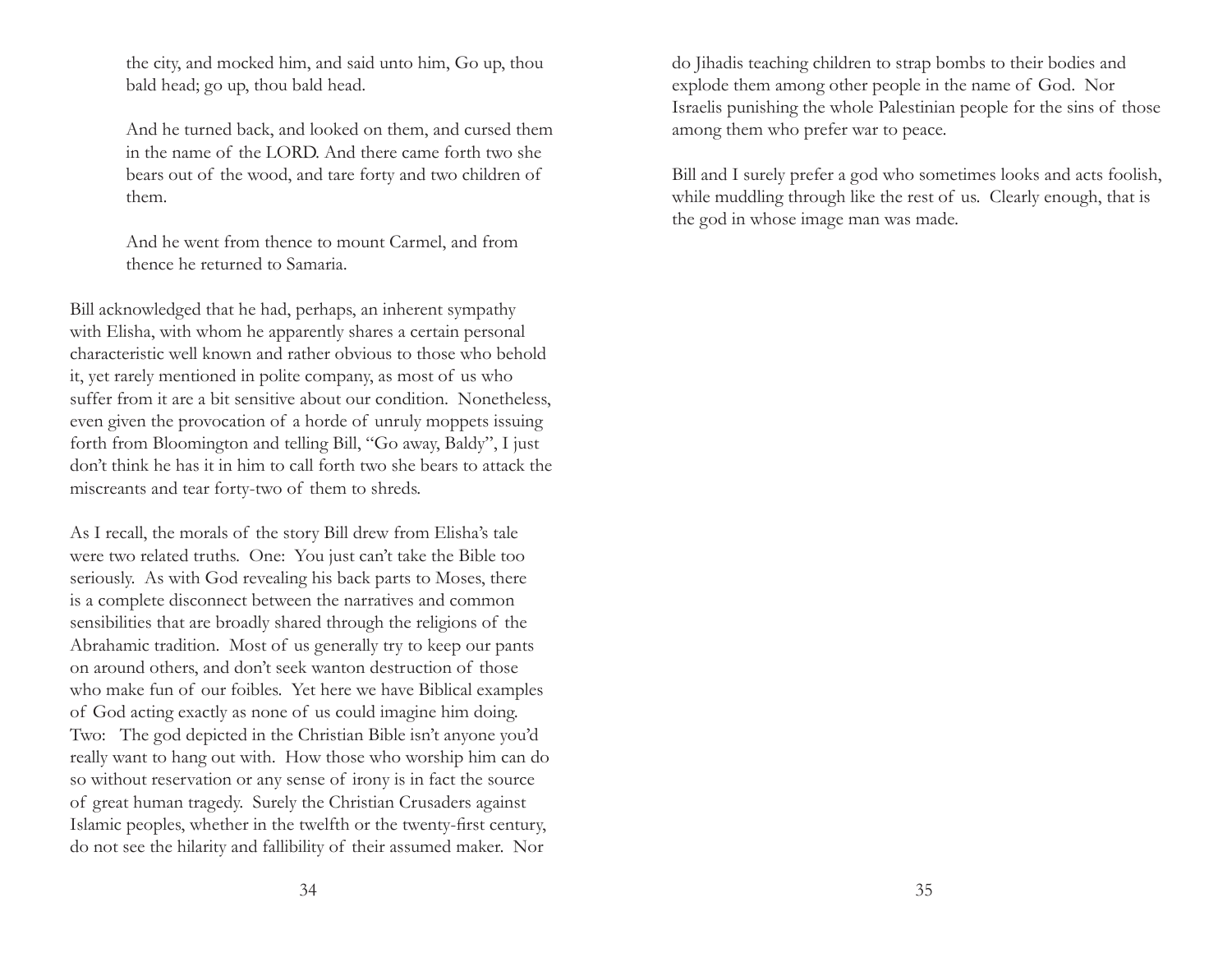> the city, and mocked him, and said unto him, Go up, thou bald head; go up, thou bald head.
>
> And he turned back, and looked on them, and cursed them in the name of the LORD. And there came forth two she bears out of the wood, and tare forty and two children of them.
>
> And he went from thence to mount Carmel, and from thence he returned to Samaria.

Bill acknowledged that he had, perhaps, an inherent sympathy with Elisha, with whom he apparently shares a certain personal characteristic well known and rather obvious to those who behold it, yet rarely mentioned in polite company, as most of us who suffer from it are a bit sensitive about our condition. Nonetheless, even given the provocation of a horde of unruly moppets issuing forth from Bloomington and telling Bill, "Go away, Baldy", I just don't think he has it in him to call forth two she bears to attack the miscreants and tear forty-two of them to shreds.

As I recall, the morals of the story Bill drew from Elisha's tale were two related truths. One: You just can't take the Bible too seriously. As with God revealing his back parts to Moses, there is a complete disconnect between the narratives and common sensibilities that are broadly shared through the religions of the Abrahamic tradition. Most of us generally try to keep our pants on around others, and don't seek wanton destruction of those who make fun of our foibles. Yet here we have Biblical examples of God acting exactly as none of us could imagine him doing. Two: The god depicted in the Christian Bible isn't anyone you'd really want to hang out with. How those who worship him can do so without reservation or any sense of irony is in fact the source of great human tragedy. Surely the Christian Crusaders against Islamic peoples, whether in the twelfth or the twenty-first century, do not see the hilarity and fallibility of their assumed maker. Nor do Jihadis teaching children to strap bombs to their bodies and explode them among other people in the name of God. Nor Israelis punishing the whole Palestinian people for the sins of those among them who prefer war to peace.

Bill and I surely prefer a god who sometimes looks and acts foolish, while muddling through like the rest of us. Clearly enough, that is the god in whose image man was made.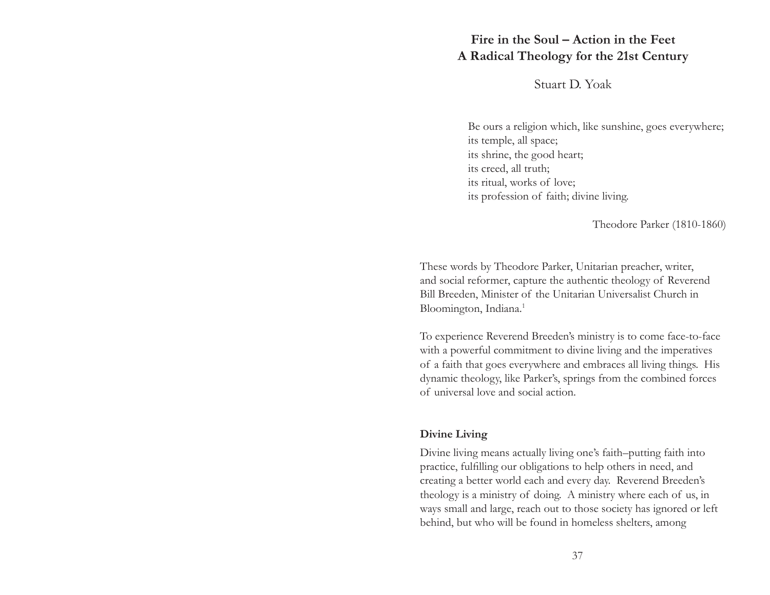# Fire in the Soul – Action in the Feet
## A Radical Theology for the 21st Century

Stuart D. Yoak

> Be ours a religion which, like sunshine, goes everywhere;
> its temple, all space;
> its shrine, the good heart;
> its creed, all truth;
> its ritual, works of love;
> its profession of faith; divine living.
>
> Theodore Parker (1810-1860)

These words by Theodore Parker, Unitarian preacher, writer, and social reformer, capture the authentic theology of Reverend Bill Breeden, Minister of the Unitarian Universalist Church in Bloomington, Indiana.[1]

To experience Reverend Breeden's ministry is to come face-to-face with a powerful commitment to divine living and the imperatives of a faith that goes everywhere and embraces all living things. His dynamic theology, like Parker's, springs from the combined forces of universal love and social action.

### Divine Living

Divine living means actually living one's faith–putting faith into practice, fulfilling our obligations to help others in need, and creating a better world each and every day. Reverend Breeden's theology is a ministry of doing. A ministry where each of us, in ways small and large, reach out to those society has ignored or left behind, but who will be found in homeless shelters, among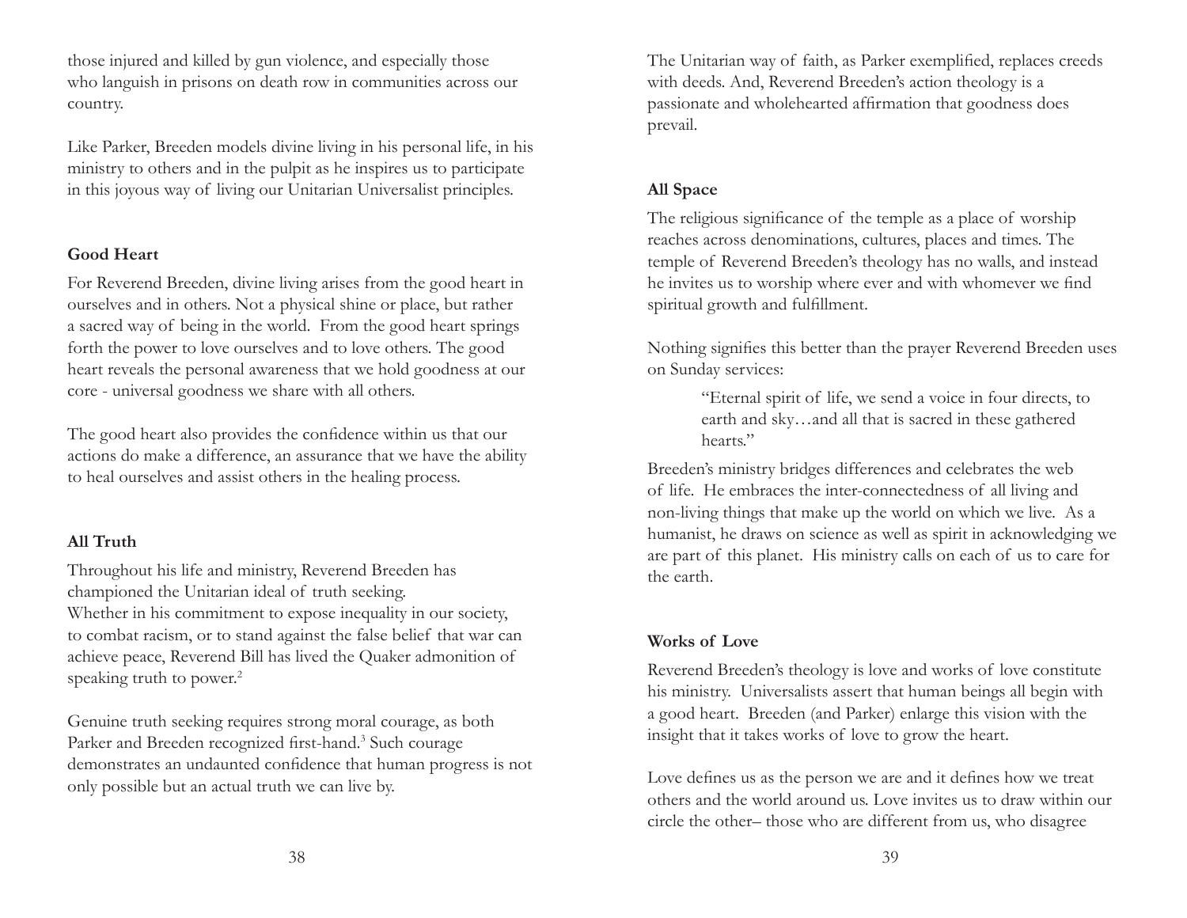those injured and killed by gun violence, and especially those who languish in prisons on death row in communities across our country.

Like Parker, Breeden models divine living in his personal life, in his ministry to others and in the pulpit as he inspires us to participate in this joyous way of living our Unitarian Universalist principles.

**Good Heart**

For Reverend Breeden, divine living arises from the good heart in ourselves and in others. Not a physical shine or place, but rather a sacred way of being in the world. From the good heart springs forth the power to love ourselves and to love others. The good heart reveals the personal awareness that we hold goodness at our core - universal goodness we share with all others.

The good heart also provides the confidence within us that our actions do make a difference, an assurance that we have the ability to heal ourselves and assist others in the healing process.

**All Truth**

Throughout his life and ministry, Reverend Breeden has championed the Unitarian ideal of truth seeking. Whether in his commitment to expose inequality in our society, to combat racism, or to stand against the false belief that war can achieve peace, Reverend Bill has lived the Quaker admonition of speaking truth to power.[2]

Genuine truth seeking requires strong moral courage, as both Parker and Breeden recognized first-hand.[3] Such courage demonstrates an undaunted confidence that human progress is not only possible but an actual truth we can live by.

The Unitarian way of faith, as Parker exemplified, replaces creeds with deeds. And, Reverend Breeden's action theology is a passionate and wholehearted affirmation that goodness does prevail.

**All Space**

The religious significance of the temple as a place of worship reaches across denominations, cultures, places and times. The temple of Reverend Breeden's theology has no walls, and instead he invites us to worship where ever and with whomever we find spiritual growth and fulfillment.

Nothing signifies this better than the prayer Reverend Breeden uses on Sunday services:

> "Eternal spirit of life, we send a voice in four directs, to earth and sky…and all that is sacred in these gathered hearts."

Breeden's ministry bridges differences and celebrates the web of life. He embraces the inter-connectedness of all living and non-living things that make up the world on which we live. As a humanist, he draws on science as well as spirit in acknowledging we are part of this planet. His ministry calls on each of us to care for the earth.

**Works of Love**

Reverend Breeden's theology is love and works of love constitute his ministry. Universalists assert that human beings all begin with a good heart. Breeden (and Parker) enlarge this vision with the insight that it takes works of love to grow the heart.

Love defines us as the person we are and it defines how we treat others and the world around us. Love invites us to draw within our circle the other– those who are different from us, who disagree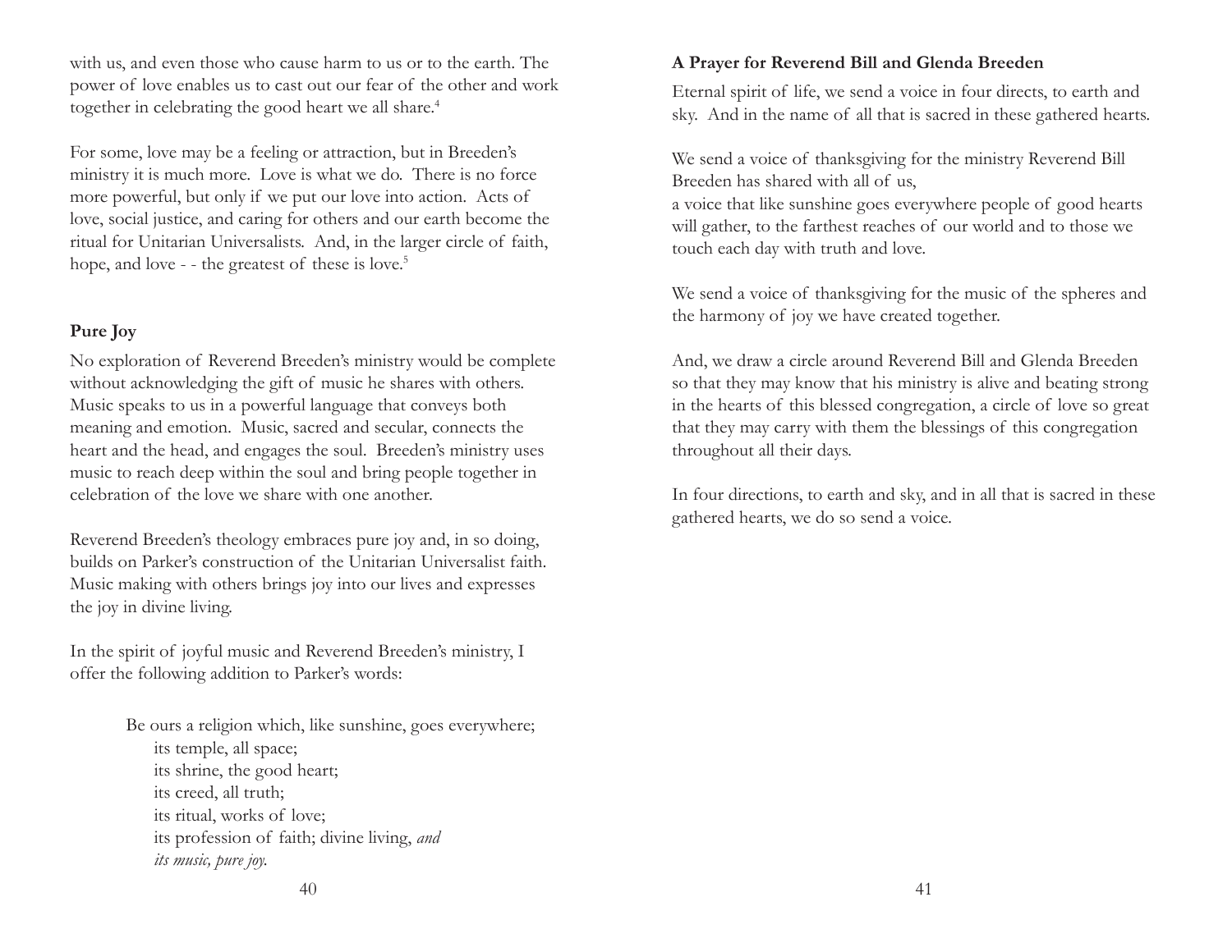with us, and even those who cause harm to us or to the earth. The power of love enables us to cast out our fear of the other and work together in celebrating the good heart we all share.[4]

For some, love may be a feeling or attraction, but in Breeden's ministry it is much more. Love is what we do. There is no force more powerful, but only if we put our love into action. Acts of love, social justice, and caring for others and our earth become the ritual for Unitarian Universalists. And, in the larger circle of faith, hope, and love - - the greatest of these is love.[5]

**Pure Joy**

No exploration of Reverend Breeden's ministry would be complete without acknowledging the gift of music he shares with others. Music speaks to us in a powerful language that conveys both meaning and emotion. Music, sacred and secular, connects the heart and the head, and engages the soul. Breeden's ministry uses music to reach deep within the soul and bring people together in celebration of the love we share with one another.

Reverend Breeden's theology embraces pure joy and, in so doing, builds on Parker's construction of the Unitarian Universalist faith. Music making with others brings joy into our lives and expresses the joy in divine living.

In the spirit of joyful music and Reverend Breeden's ministry, I offer the following addition to Parker's words:

> Be ours a religion which, like sunshine, goes everywhere;
> its temple, all space;
> its shrine, the good heart;
> its creed, all truth;
> its ritual, works of love;
> its profession of faith; divine living, *and*
> *its music, pure joy.*

**A Prayer for Reverend Bill and Glenda Breeden**

Eternal spirit of life, we send a voice in four directs, to earth and sky. And in the name of all that is sacred in these gathered hearts.

We send a voice of thanksgiving for the ministry Reverend Bill Breeden has shared with all of us,
a voice that like sunshine goes everywhere people of good hearts will gather, to the farthest reaches of our world and to those we touch each day with truth and love.

We send a voice of thanksgiving for the music of the spheres and the harmony of joy we have created together.

And, we draw a circle around Reverend Bill and Glenda Breeden so that they may know that his ministry is alive and beating strong in the hearts of this blessed congregation, a circle of love so great that they may carry with them the blessings of this congregation throughout all their days.

In four directions, to earth and sky, and in all that is sacred in these gathered hearts, we do so send a voice.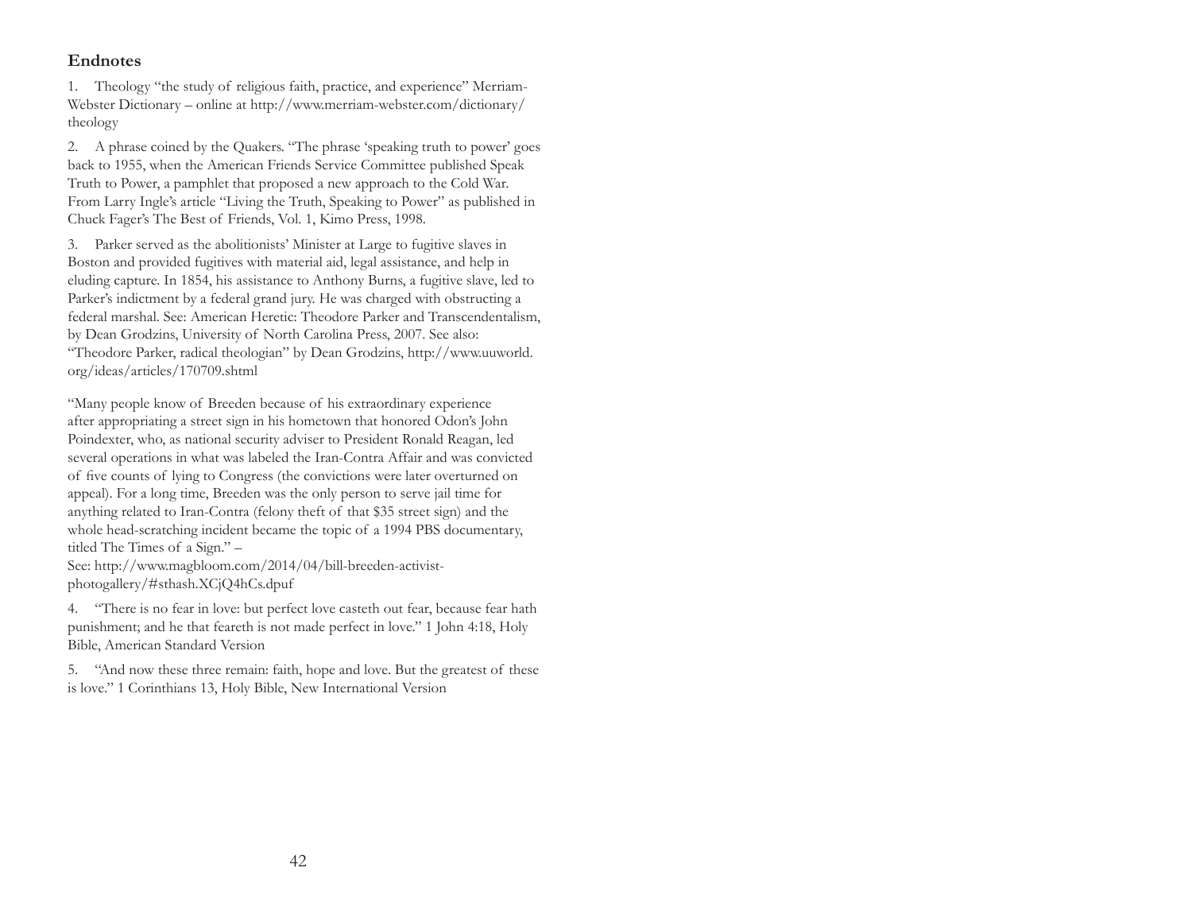## Endnotes

1. Theology "the study of religious faith, practice, and experience" Merriam-Webster Dictionary – online at http://www.merriam-webster.com/dictionary/theology

2. A phrase coined by the Quakers. "The phrase 'speaking truth to power' goes back to 1955, when the American Friends Service Committee published Speak Truth to Power, a pamphlet that proposed a new approach to the Cold War. From Larry Ingle's article "Living the Truth, Speaking to Power" as published in Chuck Fager's The Best of Friends, Vol. 1, Kimo Press, 1998.

3. Parker served as the abolitionists' Minister at Large to fugitive slaves in Boston and provided fugitives with material aid, legal assistance, and help in eluding capture. In 1854, his assistance to Anthony Burns, a fugitive slave, led to Parker's indictment by a federal grand jury. He was charged with obstructing a federal marshal. See: American Heretic: Theodore Parker and Transcendentalism, by Dean Grodzins, University of North Carolina Press, 2007. See also: "Theodore Parker, radical theologian" by Dean Grodzins, http://www.uuworld.org/ideas/articles/170709.shtml

"Many people know of Breeden because of his extraordinary experience after appropriating a street sign in his hometown that honored Odon's John Poindexter, who, as national security adviser to President Ronald Reagan, led several operations in what was labeled the Iran-Contra Affair and was convicted of five counts of lying to Congress (the convictions were later overturned on appeal). For a long time, Breeden was the only person to serve jail time for anything related to Iran-Contra (felony theft of that $35 street sign) and the whole head-scratching incident became the topic of a 1994 PBS documentary, titled The Times of a Sign." –
See: http://www.magbloom.com/2014/04/bill-breeden-activist-photogallery/#sthash.XCjQ4hCs.dpuf

4. "There is no fear in love: but perfect love casteth out fear, because fear hath punishment; and he that feareth is not made perfect in love." 1 John 4:18, Holy Bible, American Standard Version

5. "And now these three remain: faith, hope and love. But the greatest of these is love." 1 Corinthians 13, Holy Bible, New International Version